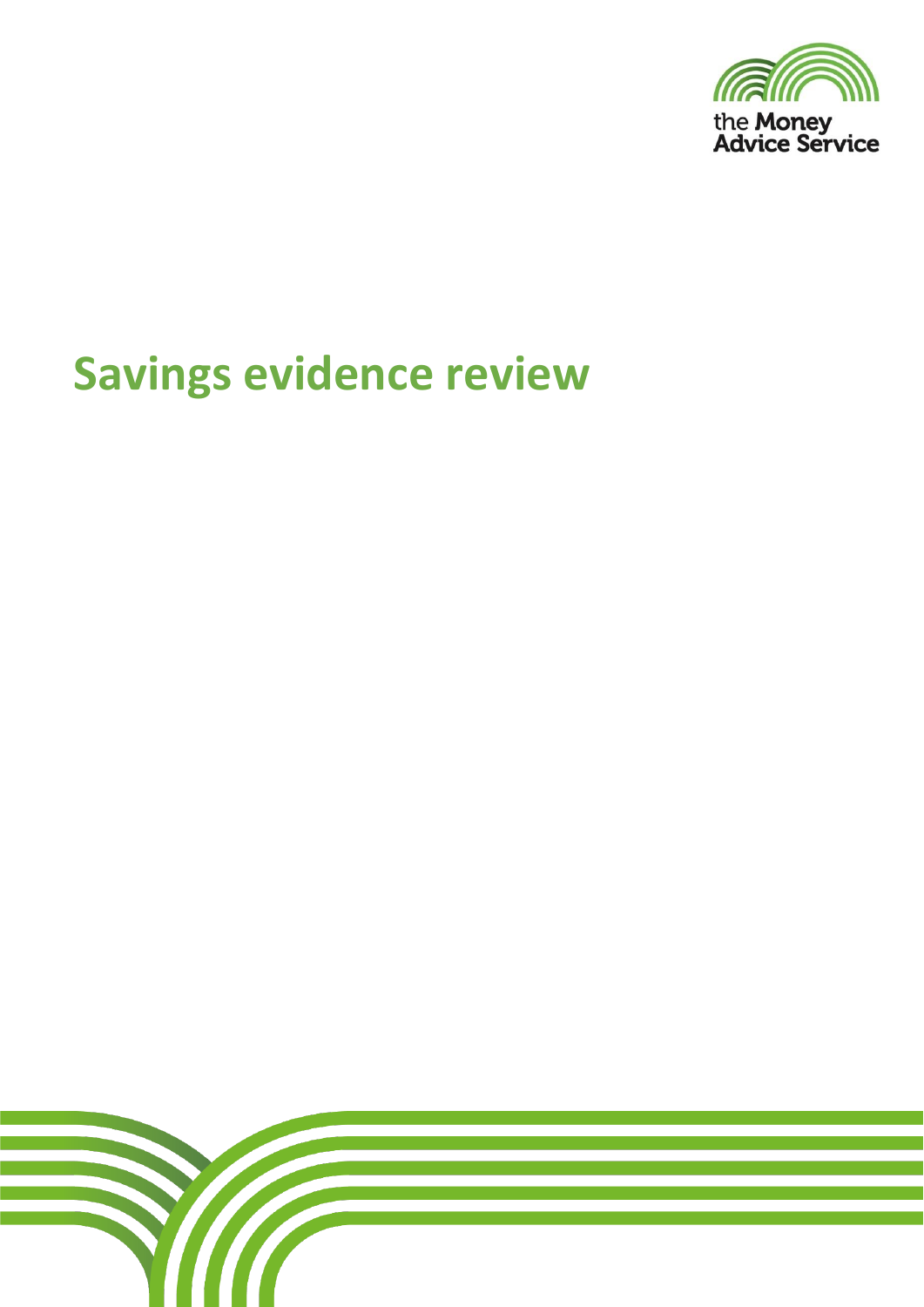the Money Advice Service

# Savings evidence review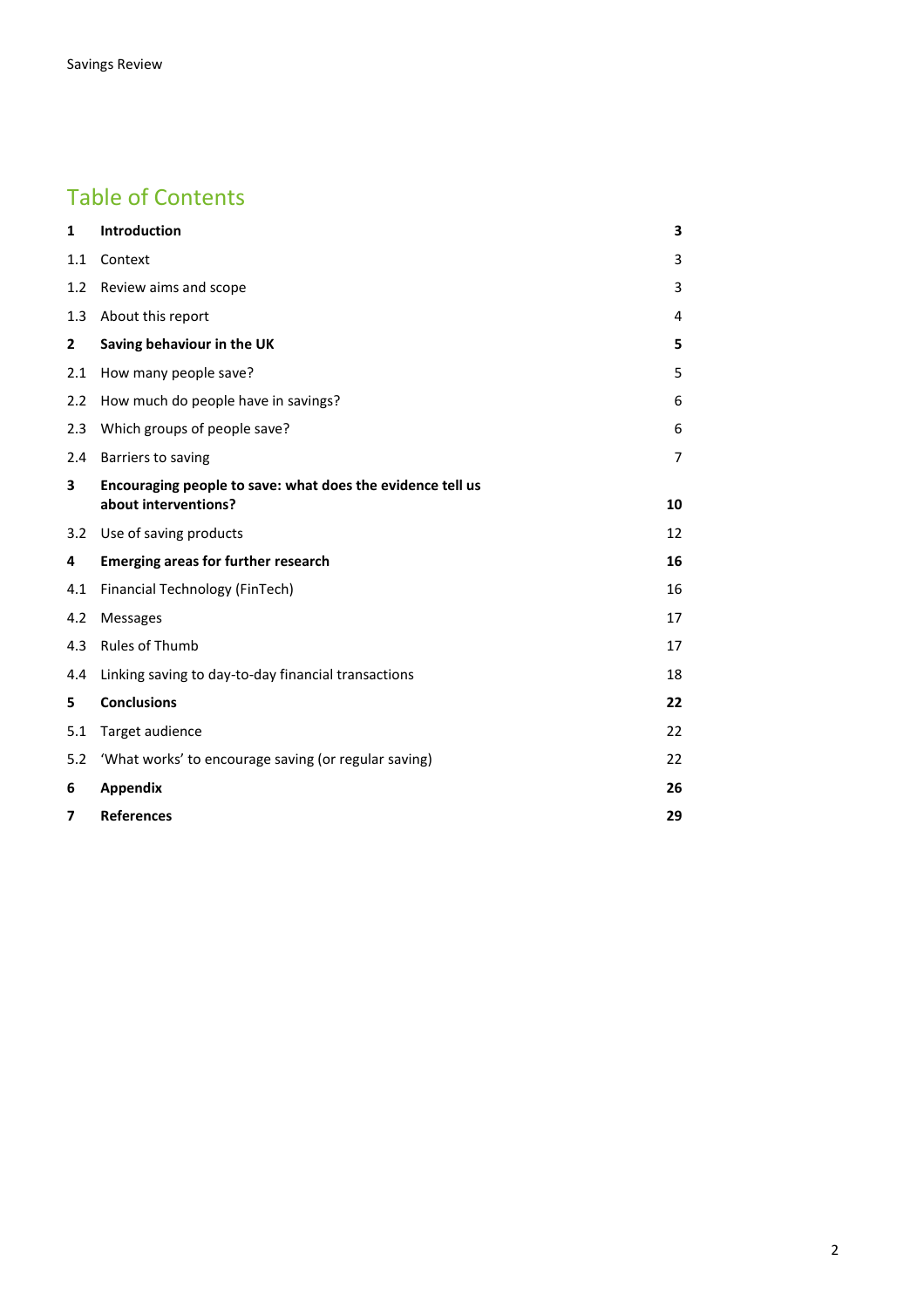# Table of Contents

| | | |
|---|---|---|
| **1** | **Introduction** | **3** |
| 1.1 | Context | 3 |
| 1.2 | Review aims and scope | 3 |
| 1.3 | About this report | 4 |
| **2** | **Saving behaviour in the UK** | **5** |
| 2.1 | How many people save? | 5 |
| 2.2 | How much do people have in savings? | 6 |
| 2.3 | Which groups of people save? | 6 |
| 2.4 | Barriers to saving | 7 |
| **3** | **Encouraging people to save: what does the evidence tell us about interventions?** | **10** |
| 3.2 | Use of saving products | 12 |
| **4** | **Emerging areas for further research** | **16** |
| 4.1 | Financial Technology (FinTech) | 16 |
| 4.2 | Messages | 17 |
| 4.3 | Rules of Thumb | 17 |
| 4.4 | Linking saving to day-to-day financial transactions | 18 |
| **5** | **Conclusions** | **22** |
| 5.1 | Target audience | 22 |
| 5.2 | 'What works' to encourage saving (or regular saving) | 22 |
| **6** | **Appendix** | **26** |
| **7** | **References** | **29** |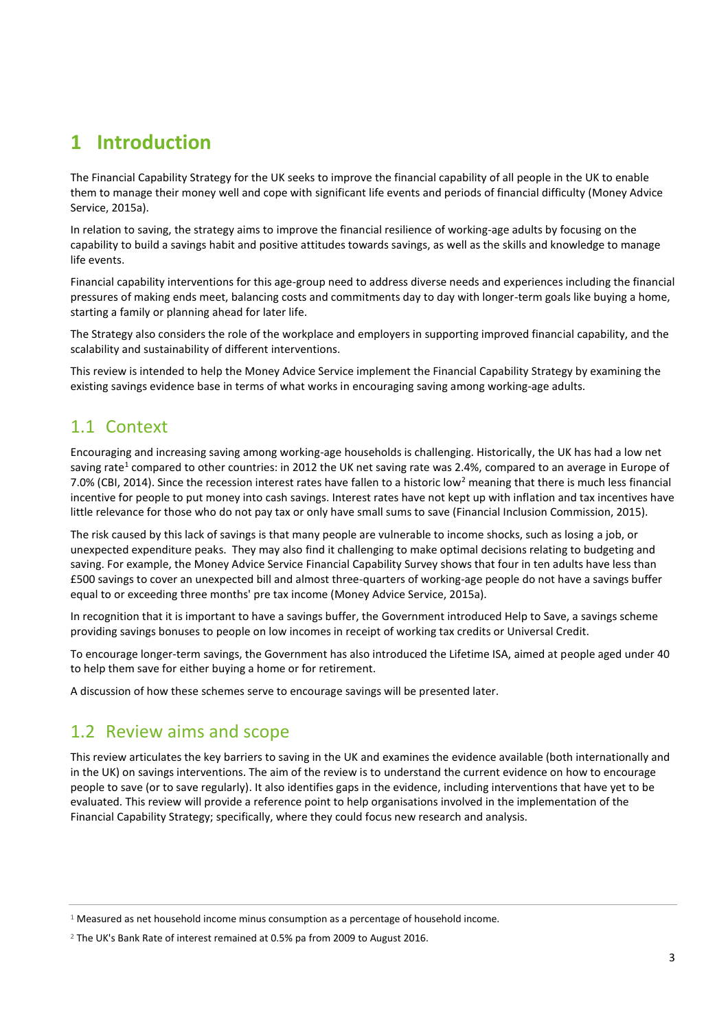# 1 Introduction

The Financial Capability Strategy for the UK seeks to improve the financial capability of all people in the UK to enable them to manage their money well and cope with significant life events and periods of financial difficulty (Money Advice Service, 2015a).

In relation to saving, the strategy aims to improve the financial resilience of working-age adults by focusing on the capability to build a savings habit and positive attitudes towards savings, as well as the skills and knowledge to manage life events.

Financial capability interventions for this age-group need to address diverse needs and experiences including the financial pressures of making ends meet, balancing costs and commitments day to day with longer-term goals like buying a home, starting a family or planning ahead for later life.

The Strategy also considers the role of the workplace and employers in supporting improved financial capability, and the scalability and sustainability of different interventions.

This review is intended to help the Money Advice Service implement the Financial Capability Strategy by examining the existing savings evidence base in terms of what works in encouraging saving among working-age adults.

## 1.1 Context

Encouraging and increasing saving among working-age households is challenging. Historically, the UK has had a low net saving rate[1] compared to other countries: in 2012 the UK net saving rate was 2.4%, compared to an average in Europe of 7.0% (CBI, 2014). Since the recession interest rates have fallen to a historic low[2] meaning that there is much less financial incentive for people to put money into cash savings. Interest rates have not kept up with inflation and tax incentives have little relevance for those who do not pay tax or only have small sums to save (Financial Inclusion Commission, 2015).

The risk caused by this lack of savings is that many people are vulnerable to income shocks, such as losing a job, or unexpected expenditure peaks. They may also find it challenging to make optimal decisions relating to budgeting and saving. For example, the Money Advice Service Financial Capability Survey shows that four in ten adults have less than £500 savings to cover an unexpected bill and almost three-quarters of working-age people do not have a savings buffer equal to or exceeding three months' pre tax income (Money Advice Service, 2015a).

In recognition that it is important to have a savings buffer, the Government introduced Help to Save, a savings scheme providing savings bonuses to people on low incomes in receipt of working tax credits or Universal Credit.

To encourage longer-term savings, the Government has also introduced the Lifetime ISA, aimed at people aged under 40 to help them save for either buying a home or for retirement.

A discussion of how these schemes serve to encourage savings will be presented later.

## 1.2 Review aims and scope

This review articulates the key barriers to saving in the UK and examines the evidence available (both internationally and in the UK) on savings interventions. The aim of the review is to understand the current evidence on how to encourage people to save (or to save regularly). It also identifies gaps in the evidence, including interventions that have yet to be evaluated. This review will provide a reference point to help organisations involved in the implementation of the Financial Capability Strategy; specifically, where they could focus new research and analysis.

---

[1] Measured as net household income minus consumption as a percentage of household income.

[2] The UK's Bank Rate of interest remained at 0.5% pa from 2009 to August 2016.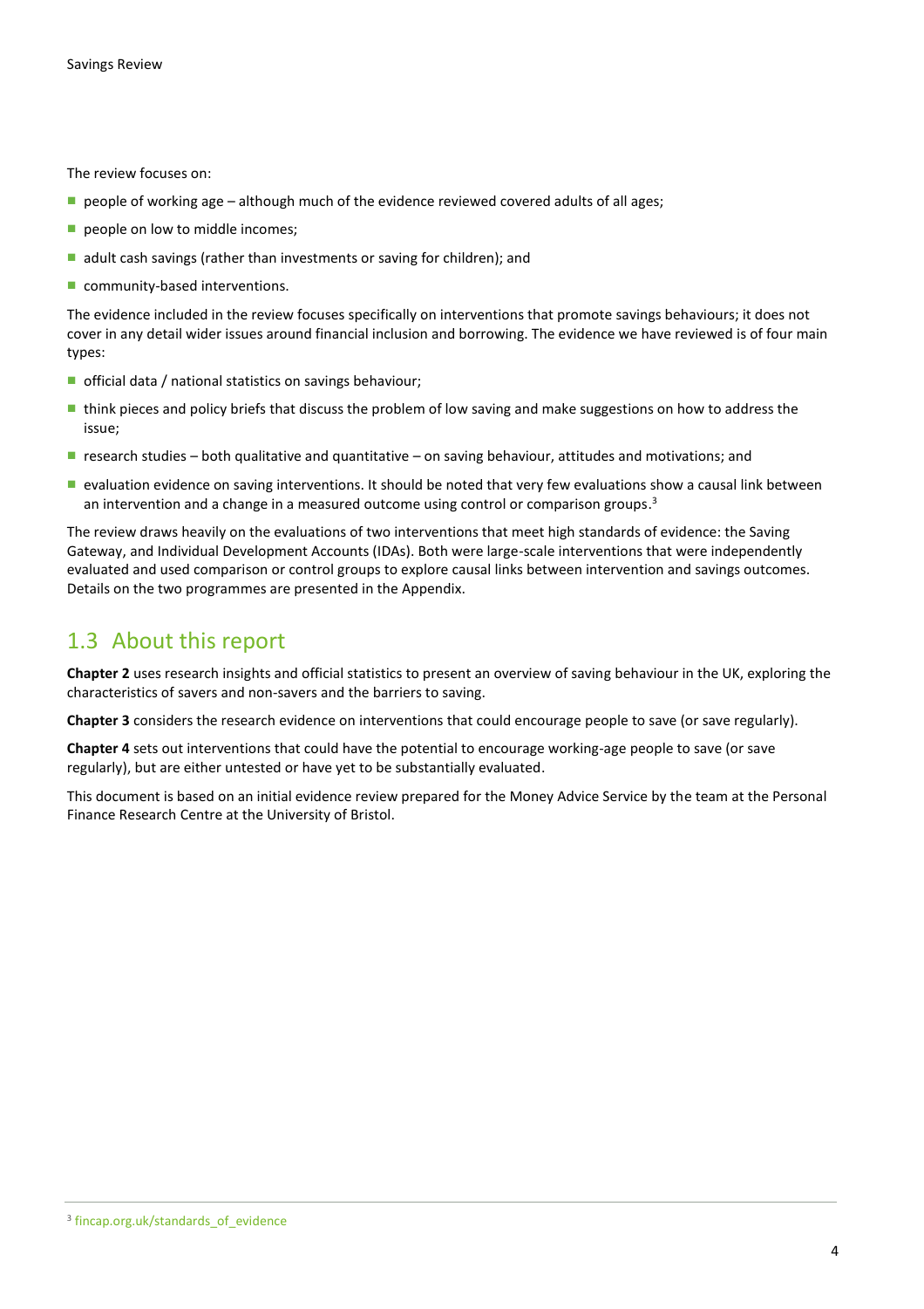The review focuses on:

- people of working age – although much of the evidence reviewed covered adults of all ages;
- people on low to middle incomes;
- adult cash savings (rather than investments or saving for children); and
- community-based interventions.

The evidence included in the review focuses specifically on interventions that promote savings behaviours; it does not cover in any detail wider issues around financial inclusion and borrowing. The evidence we have reviewed is of four main types:

- official data / national statistics on savings behaviour;
- think pieces and policy briefs that discuss the problem of low saving and make suggestions on how to address the issue;
- research studies – both qualitative and quantitative – on saving behaviour, attitudes and motivations; and
- evaluation evidence on saving interventions. It should be noted that very few evaluations show a causal link between an intervention and a change in a measured outcome using control or comparison groups.[3]

The review draws heavily on the evaluations of two interventions that meet high standards of evidence: the Saving Gateway, and Individual Development Accounts (IDAs). Both were large-scale interventions that were independently evaluated and used comparison or control groups to explore causal links between intervention and savings outcomes. Details on the two programmes are presented in the Appendix.

## 1.3 About this report

**Chapter 2** uses research insights and official statistics to present an overview of saving behaviour in the UK, exploring the characteristics of savers and non-savers and the barriers to saving.

**Chapter 3** considers the research evidence on interventions that could encourage people to save (or save regularly).

**Chapter 4** sets out interventions that could have the potential to encourage working-age people to save (or save regularly), but are either untested or have yet to be substantially evaluated.

This document is based on an initial evidence review prepared for the Money Advice Service by the team at the Personal Finance Research Centre at the University of Bristol.

[3] fincap.org.uk/standards_of_evidence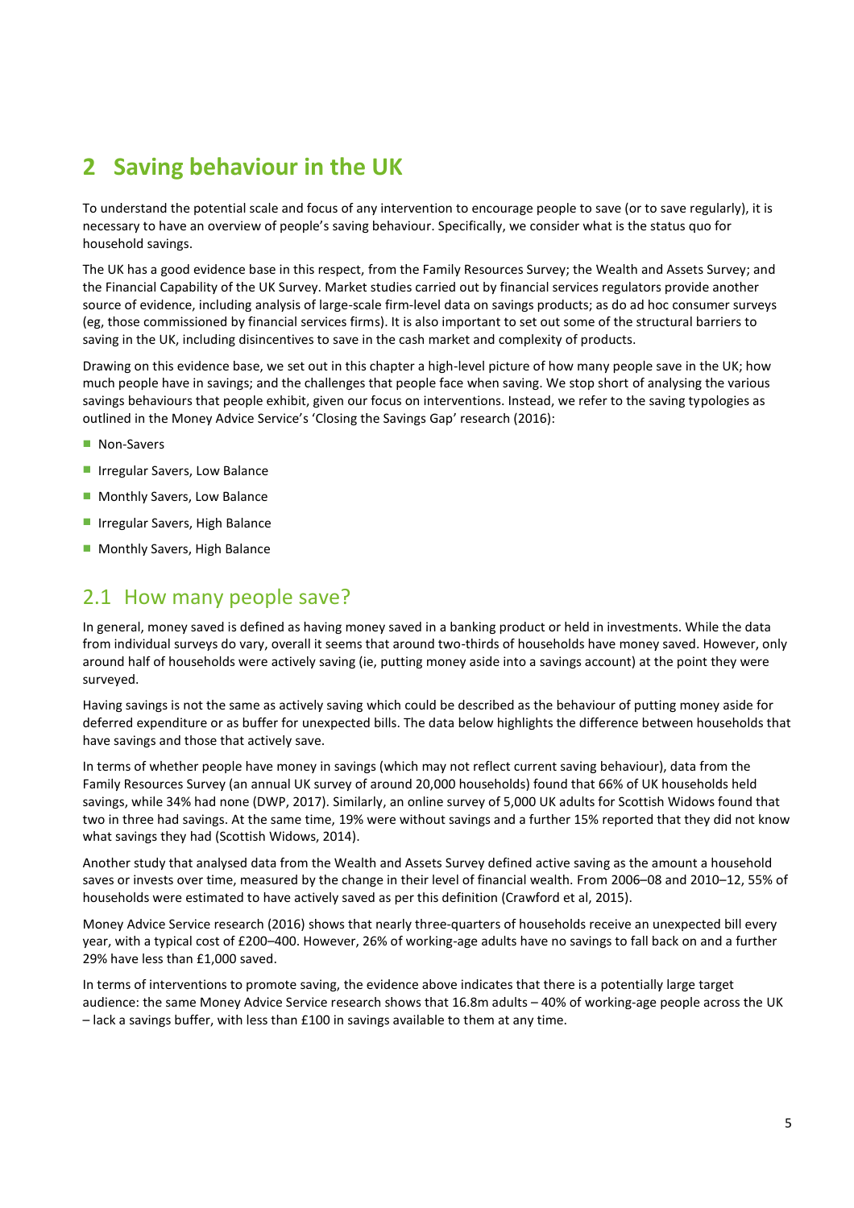# 2 Saving behaviour in the UK

To understand the potential scale and focus of any intervention to encourage people to save (or to save regularly), it is necessary to have an overview of people's saving behaviour. Specifically, we consider what is the status quo for household savings.

The UK has a good evidence base in this respect, from the Family Resources Survey; the Wealth and Assets Survey; and the Financial Capability of the UK Survey. Market studies carried out by financial services regulators provide another source of evidence, including analysis of large-scale firm-level data on savings products; as do ad hoc consumer surveys (eg, those commissioned by financial services firms). It is also important to set out some of the structural barriers to saving in the UK, including disincentives to save in the cash market and complexity of products.

Drawing on this evidence base, we set out in this chapter a high-level picture of how many people save in the UK; how much people have in savings; and the challenges that people face when saving. We stop short of analysing the various savings behaviours that people exhibit, given our focus on interventions. Instead, we refer to the saving typologies as outlined in the Money Advice Service's 'Closing the Savings Gap' research (2016):

- Non-Savers
- Irregular Savers, Low Balance
- Monthly Savers, Low Balance
- Irregular Savers, High Balance
- Monthly Savers, High Balance

## 2.1 How many people save?

In general, money saved is defined as having money saved in a banking product or held in investments. While the data from individual surveys do vary, overall it seems that around two-thirds of households have money saved. However, only around half of households were actively saving (ie, putting money aside into a savings account) at the point they were surveyed.

Having savings is not the same as actively saving which could be described as the behaviour of putting money aside for deferred expenditure or as buffer for unexpected bills. The data below highlights the difference between households that have savings and those that actively save.

In terms of whether people have money in savings (which may not reflect current saving behaviour), data from the Family Resources Survey (an annual UK survey of around 20,000 households) found that 66% of UK households held savings, while 34% had none (DWP, 2017). Similarly, an online survey of 5,000 UK adults for Scottish Widows found that two in three had savings. At the same time, 19% were without savings and a further 15% reported that they did not know what savings they had (Scottish Widows, 2014).

Another study that analysed data from the Wealth and Assets Survey defined active saving as the amount a household saves or invests over time, measured by the change in their level of financial wealth. From 2006–08 and 2010–12, 55% of households were estimated to have actively saved as per this definition (Crawford et al, 2015).

Money Advice Service research (2016) shows that nearly three-quarters of households receive an unexpected bill every year, with a typical cost of £200–400. However, 26% of working-age adults have no savings to fall back on and a further 29% have less than £1,000 saved.

In terms of interventions to promote saving, the evidence above indicates that there is a potentially large target audience: the same Money Advice Service research shows that 16.8m adults – 40% of working-age people across the UK – lack a savings buffer, with less than £100 in savings available to them at any time.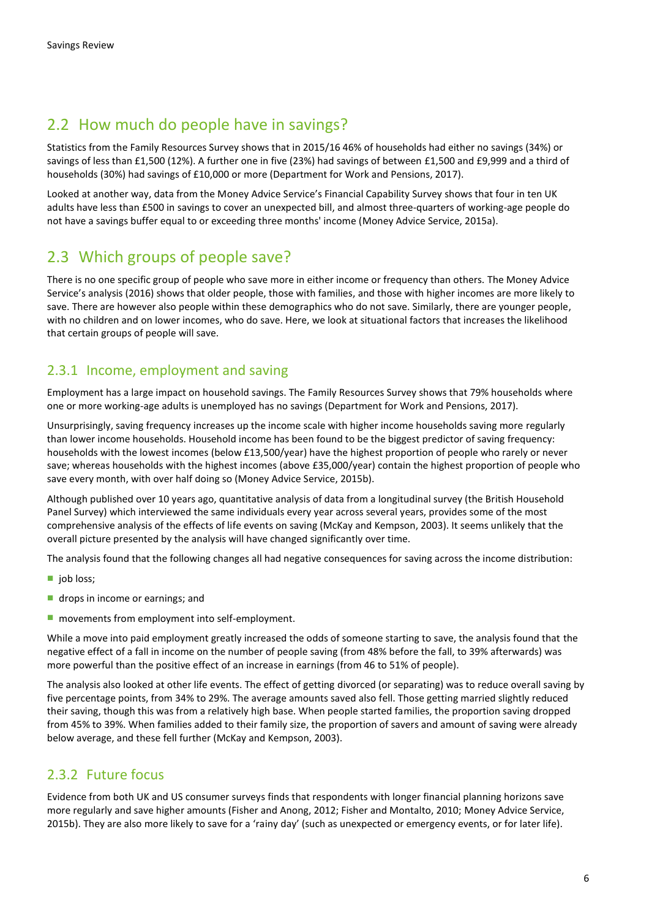## 2.2 How much do people have in savings?

Statistics from the Family Resources Survey shows that in 2015/16 46% of households had either no savings (34%) or savings of less than £1,500 (12%). A further one in five (23%) had savings of between £1,500 and £9,999 and a third of households (30%) had savings of £10,000 or more (Department for Work and Pensions, 2017).

Looked at another way, data from the Money Advice Service's Financial Capability Survey shows that four in ten UK adults have less than £500 in savings to cover an unexpected bill, and almost three-quarters of working-age people do not have a savings buffer equal to or exceeding three months' income (Money Advice Service, 2015a).

## 2.3 Which groups of people save?

There is no one specific group of people who save more in either income or frequency than others. The Money Advice Service's analysis (2016) shows that older people, those with families, and those with higher incomes are more likely to save. There are however also people within these demographics who do not save. Similarly, there are younger people, with no children and on lower incomes, who do save. Here, we look at situational factors that increases the likelihood that certain groups of people will save.

### 2.3.1 Income, employment and saving

Employment has a large impact on household savings. The Family Resources Survey shows that 79% households where one or more working-age adults is unemployed has no savings (Department for Work and Pensions, 2017).

Unsurprisingly, saving frequency increases up the income scale with higher income households saving more regularly than lower income households. Household income has been found to be the biggest predictor of saving frequency: households with the lowest incomes (below £13,500/year) have the highest proportion of people who rarely or never save; whereas households with the highest incomes (above £35,000/year) contain the highest proportion of people who save every month, with over half doing so (Money Advice Service, 2015b).

Although published over 10 years ago, quantitative analysis of data from a longitudinal survey (the British Household Panel Survey) which interviewed the same individuals every year across several years, provides some of the most comprehensive analysis of the effects of life events on saving (McKay and Kempson, 2003). It seems unlikely that the overall picture presented by the analysis will have changed significantly over time.

The analysis found that the following changes all had negative consequences for saving across the income distribution:

- job loss;
- drops in income or earnings; and
- movements from employment into self-employment.

While a move into paid employment greatly increased the odds of someone starting to save, the analysis found that the negative effect of a fall in income on the number of people saving (from 48% before the fall, to 39% afterwards) was more powerful than the positive effect of an increase in earnings (from 46 to 51% of people).

The analysis also looked at other life events. The effect of getting divorced (or separating) was to reduce overall saving by five percentage points, from 34% to 29%. The average amounts saved also fell. Those getting married slightly reduced their saving, though this was from a relatively high base. When people started families, the proportion saving dropped from 45% to 39%. When families added to their family size, the proportion of savers and amount of saving were already below average, and these fell further (McKay and Kempson, 2003).

### 2.3.2 Future focus

Evidence from both UK and US consumer surveys finds that respondents with longer financial planning horizons save more regularly and save higher amounts (Fisher and Anong, 2012; Fisher and Montalto, 2010; Money Advice Service, 2015b). They are also more likely to save for a 'rainy day' (such as unexpected or emergency events, or for later life).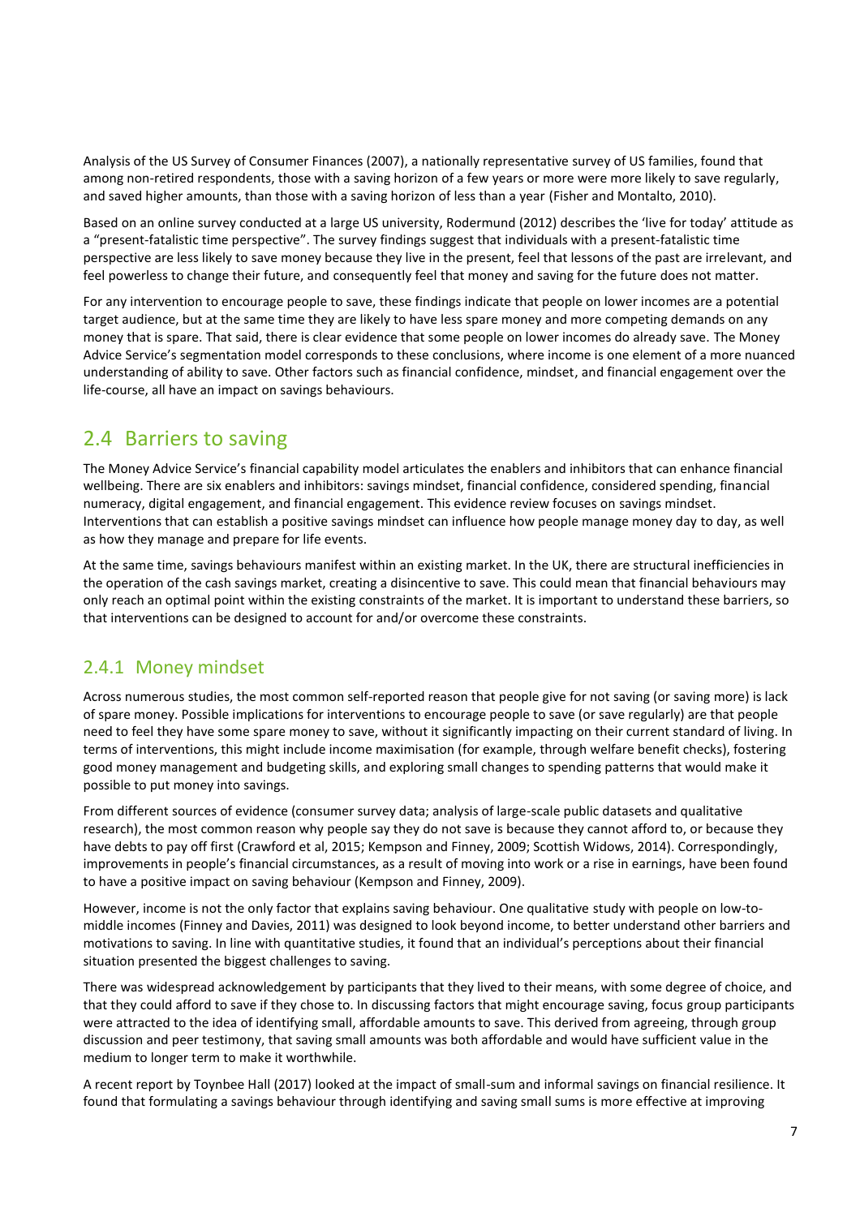Analysis of the US Survey of Consumer Finances (2007), a nationally representative survey of US families, found that among non-retired respondents, those with a saving horizon of a few years or more were more likely to save regularly, and saved higher amounts, than those with a saving horizon of less than a year (Fisher and Montalto, 2010).

Based on an online survey conducted at a large US university, Rodermund (2012) describes the 'live for today' attitude as a "present-fatalistic time perspective". The survey findings suggest that individuals with a present-fatalistic time perspective are less likely to save money because they live in the present, feel that lessons of the past are irrelevant, and feel powerless to change their future, and consequently feel that money and saving for the future does not matter.

For any intervention to encourage people to save, these findings indicate that people on lower incomes are a potential target audience, but at the same time they are likely to have less spare money and more competing demands on any money that is spare. That said, there is clear evidence that some people on lower incomes do already save. The Money Advice Service's segmentation model corresponds to these conclusions, where income is one element of a more nuanced understanding of ability to save. Other factors such as financial confidence, mindset, and financial engagement over the life-course, all have an impact on savings behaviours.

## 2.4 Barriers to saving

The Money Advice Service's financial capability model articulates the enablers and inhibitors that can enhance financial wellbeing. There are six enablers and inhibitors: savings mindset, financial confidence, considered spending, financial numeracy, digital engagement, and financial engagement. This evidence review focuses on savings mindset. Interventions that can establish a positive savings mindset can influence how people manage money day to day, as well as how they manage and prepare for life events.

At the same time, savings behaviours manifest within an existing market. In the UK, there are structural inefficiencies in the operation of the cash savings market, creating a disincentive to save. This could mean that financial behaviours may only reach an optimal point within the existing constraints of the market. It is important to understand these barriers, so that interventions can be designed to account for and/or overcome these constraints.

### 2.4.1 Money mindset

Across numerous studies, the most common self-reported reason that people give for not saving (or saving more) is lack of spare money. Possible implications for interventions to encourage people to save (or save regularly) are that people need to feel they have some spare money to save, without it significantly impacting on their current standard of living. In terms of interventions, this might include income maximisation (for example, through welfare benefit checks), fostering good money management and budgeting skills, and exploring small changes to spending patterns that would make it possible to put money into savings.

From different sources of evidence (consumer survey data; analysis of large-scale public datasets and qualitative research), the most common reason why people say they do not save is because they cannot afford to, or because they have debts to pay off first (Crawford et al, 2015; Kempson and Finney, 2009; Scottish Widows, 2014). Correspondingly, improvements in people's financial circumstances, as a result of moving into work or a rise in earnings, have been found to have a positive impact on saving behaviour (Kempson and Finney, 2009).

However, income is not the only factor that explains saving behaviour. One qualitative study with people on low-to-middle incomes (Finney and Davies, 2011) was designed to look beyond income, to better understand other barriers and motivations to saving. In line with quantitative studies, it found that an individual's perceptions about their financial situation presented the biggest challenges to saving.

There was widespread acknowledgement by participants that they lived to their means, with some degree of choice, and that they could afford to save if they chose to. In discussing factors that might encourage saving, focus group participants were attracted to the idea of identifying small, affordable amounts to save. This derived from agreeing, through group discussion and peer testimony, that saving small amounts was both affordable and would have sufficient value in the medium to longer term to make it worthwhile.

A recent report by Toynbee Hall (2017) looked at the impact of small-sum and informal savings on financial resilience. It found that formulating a savings behaviour through identifying and saving small sums is more effective at improving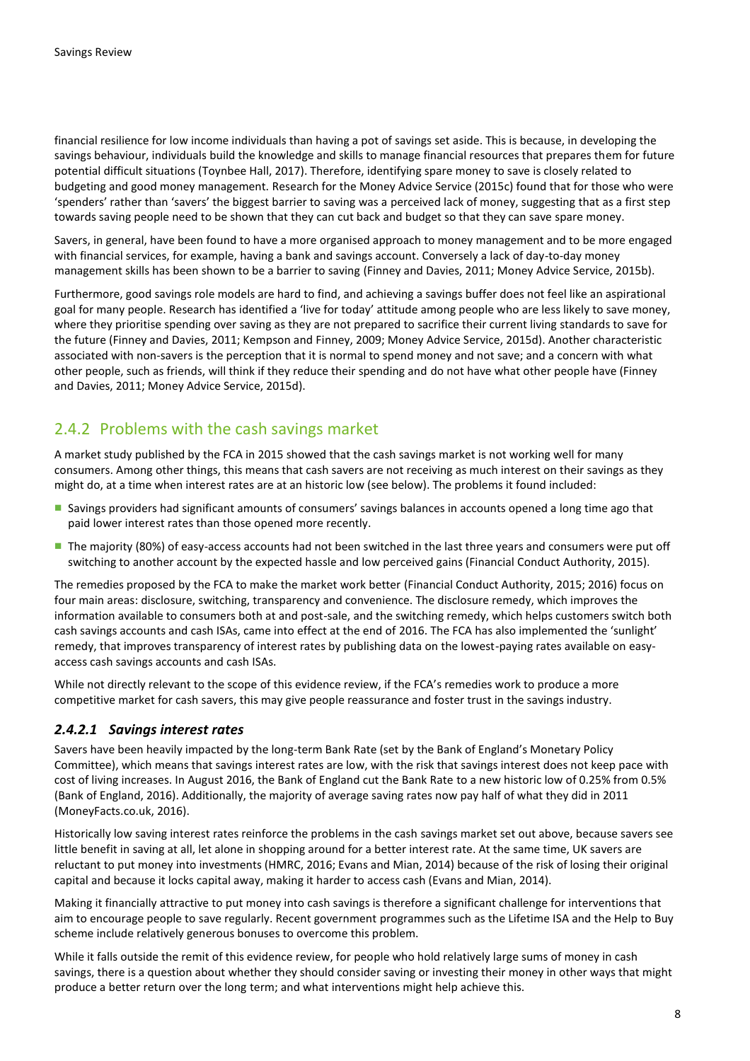financial resilience for low income individuals than having a pot of savings set aside. This is because, in developing the savings behaviour, individuals build the knowledge and skills to manage financial resources that prepares them for future potential difficult situations (Toynbee Hall, 2017). Therefore, identifying spare money to save is closely related to budgeting and good money management. Research for the Money Advice Service (2015c) found that for those who were 'spenders' rather than 'savers' the biggest barrier to saving was a perceived lack of money, suggesting that as a first step towards saving people need to be shown that they can cut back and budget so that they can save spare money.

Savers, in general, have been found to have a more organised approach to money management and to be more engaged with financial services, for example, having a bank and savings account. Conversely a lack of day-to-day money management skills has been shown to be a barrier to saving (Finney and Davies, 2011; Money Advice Service, 2015b).

Furthermore, good savings role models are hard to find, and achieving a savings buffer does not feel like an aspirational goal for many people. Research has identified a 'live for today' attitude among people who are less likely to save money, where they prioritise spending over saving as they are not prepared to sacrifice their current living standards to save for the future (Finney and Davies, 2011; Kempson and Finney, 2009; Money Advice Service, 2015d). Another characteristic associated with non-savers is the perception that it is normal to spend money and not save; and a concern with what other people, such as friends, will think if they reduce their spending and do not have what other people have (Finney and Davies, 2011; Money Advice Service, 2015d).

## 2.4.2 Problems with the cash savings market

A market study published by the FCA in 2015 showed that the cash savings market is not working well for many consumers. Among other things, this means that cash savers are not receiving as much interest on their savings as they might do, at a time when interest rates are at an historic low (see below). The problems it found included:

- Savings providers had significant amounts of consumers' savings balances in accounts opened a long time ago that paid lower interest rates than those opened more recently.
- The majority (80%) of easy-access accounts had not been switched in the last three years and consumers were put off switching to another account by the expected hassle and low perceived gains (Financial Conduct Authority, 2015).

The remedies proposed by the FCA to make the market work better (Financial Conduct Authority, 2015; 2016) focus on four main areas: disclosure, switching, transparency and convenience. The disclosure remedy, which improves the information available to consumers both at and post-sale, and the switching remedy, which helps customers switch both cash savings accounts and cash ISAs, came into effect at the end of 2016. The FCA has also implemented the 'sunlight' remedy, that improves transparency of interest rates by publishing data on the lowest-paying rates available on easy-access cash savings accounts and cash ISAs.

While not directly relevant to the scope of this evidence review, if the FCA's remedies work to produce a more competitive market for cash savers, this may give people reassurance and foster trust in the savings industry.

### *2.4.2.1 Savings interest rates*

Savers have been heavily impacted by the long-term Bank Rate (set by the Bank of England's Monetary Policy Committee), which means that savings interest rates are low, with the risk that savings interest does not keep pace with cost of living increases. In August 2016, the Bank of England cut the Bank Rate to a new historic low of 0.25% from 0.5% (Bank of England, 2016). Additionally, the majority of average saving rates now pay half of what they did in 2011 (MoneyFacts.co.uk, 2016).

Historically low saving interest rates reinforce the problems in the cash savings market set out above, because savers see little benefit in saving at all, let alone in shopping around for a better interest rate. At the same time, UK savers are reluctant to put money into investments (HMRC, 2016; Evans and Mian, 2014) because of the risk of losing their original capital and because it locks capital away, making it harder to access cash (Evans and Mian, 2014).

Making it financially attractive to put money into cash savings is therefore a significant challenge for interventions that aim to encourage people to save regularly. Recent government programmes such as the Lifetime ISA and the Help to Buy scheme include relatively generous bonuses to overcome this problem.

While it falls outside the remit of this evidence review, for people who hold relatively large sums of money in cash savings, there is a question about whether they should consider saving or investing their money in other ways that might produce a better return over the long term; and what interventions might help achieve this.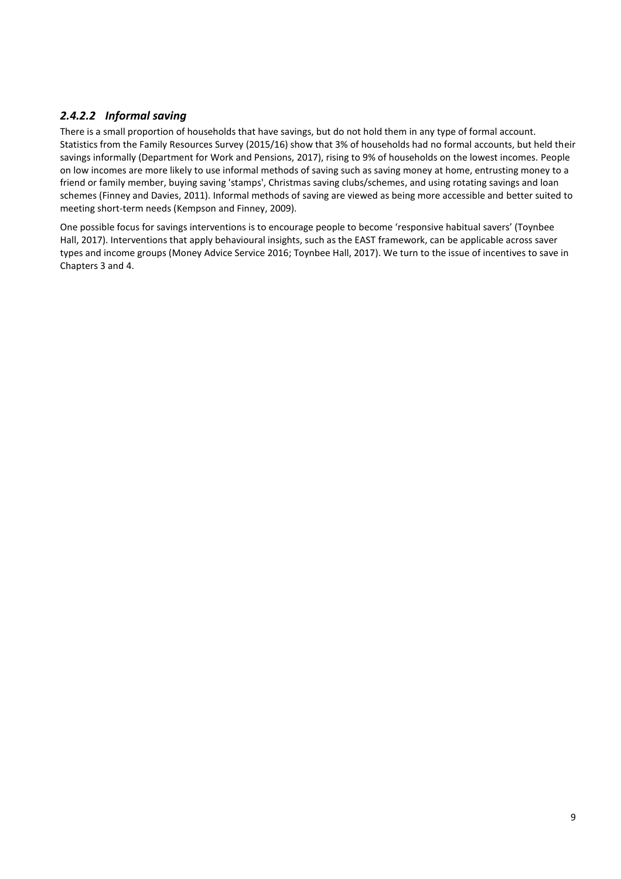#### *2.4.2.2 Informal saving*

There is a small proportion of households that have savings, but do not hold them in any type of formal account. Statistics from the Family Resources Survey (2015/16) show that 3% of households had no formal accounts, but held their savings informally (Department for Work and Pensions, 2017), rising to 9% of households on the lowest incomes. People on low incomes are more likely to use informal methods of saving such as saving money at home, entrusting money to a friend or family member, buying saving 'stamps', Christmas saving clubs/schemes, and using rotating savings and loan schemes (Finney and Davies, 2011). Informal methods of saving are viewed as being more accessible and better suited to meeting short-term needs (Kempson and Finney, 2009).

One possible focus for savings interventions is to encourage people to become 'responsive habitual savers' (Toynbee Hall, 2017). Interventions that apply behavioural insights, such as the EAST framework, can be applicable across saver types and income groups (Money Advice Service 2016; Toynbee Hall, 2017). We turn to the issue of incentives to save in Chapters 3 and 4.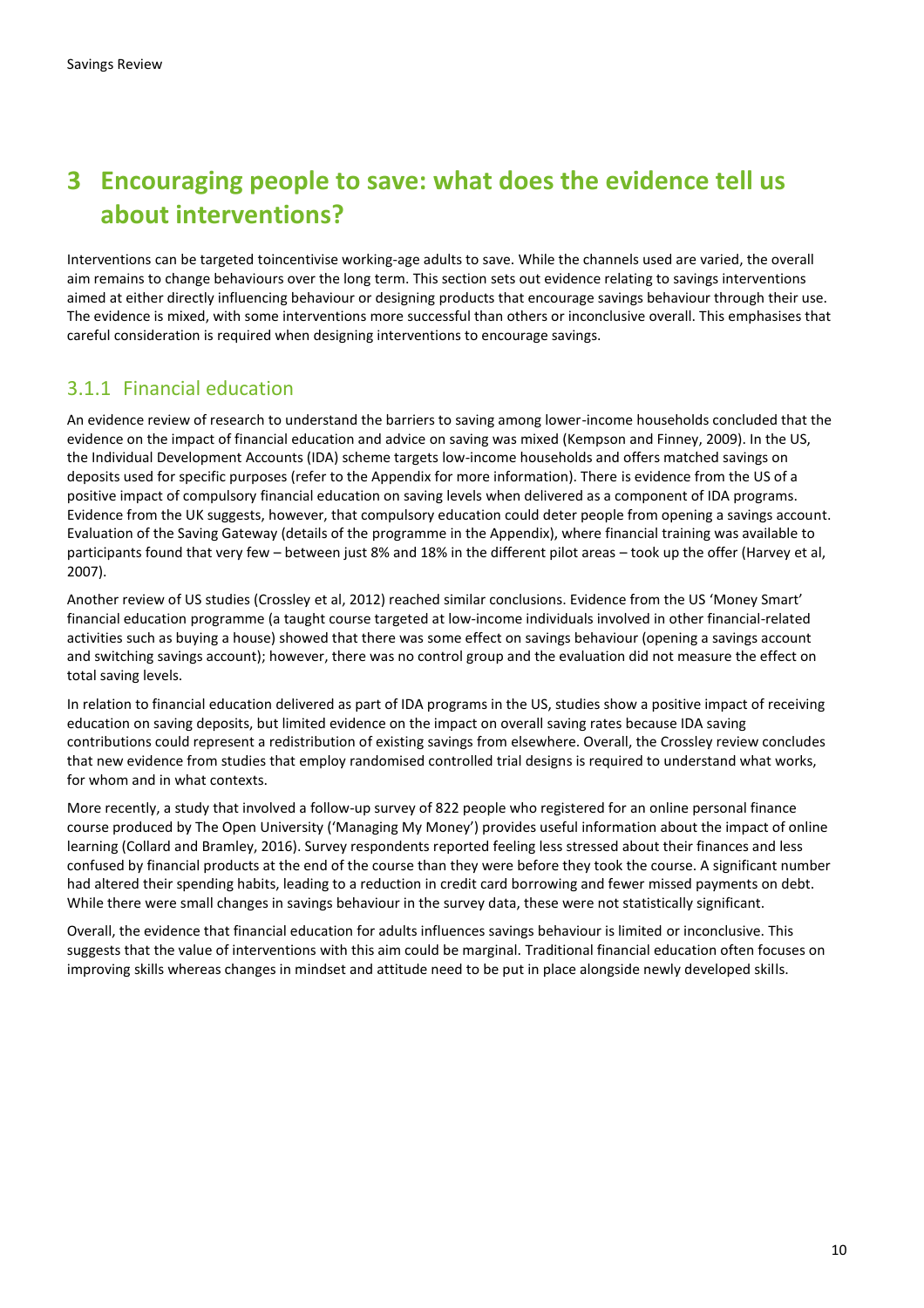# 3 Encouraging people to save: what does the evidence tell us about interventions?

Interventions can be targeted toincentivise working-age adults to save. While the channels used are varied, the overall aim remains to change behaviours over the long term. This section sets out evidence relating to savings interventions aimed at either directly influencing behaviour or designing products that encourage savings behaviour through their use. The evidence is mixed, with some interventions more successful than others or inconclusive overall. This emphasises that careful consideration is required when designing interventions to encourage savings.

## 3.1.1 Financial education

An evidence review of research to understand the barriers to saving among lower-income households concluded that the evidence on the impact of financial education and advice on saving was mixed (Kempson and Finney, 2009). In the US, the Individual Development Accounts (IDA) scheme targets low-income households and offers matched savings on deposits used for specific purposes (refer to the Appendix for more information). There is evidence from the US of a positive impact of compulsory financial education on saving levels when delivered as a component of IDA programs. Evidence from the UK suggests, however, that compulsory education could deter people from opening a savings account. Evaluation of the Saving Gateway (details of the programme in the Appendix), where financial training was available to participants found that very few – between just 8% and 18% in the different pilot areas – took up the offer (Harvey et al, 2007).

Another review of US studies (Crossley et al, 2012) reached similar conclusions. Evidence from the US 'Money Smart' financial education programme (a taught course targeted at low-income individuals involved in other financial-related activities such as buying a house) showed that there was some effect on savings behaviour (opening a savings account and switching savings account); however, there was no control group and the evaluation did not measure the effect on total saving levels.

In relation to financial education delivered as part of IDA programs in the US, studies show a positive impact of receiving education on saving deposits, but limited evidence on the impact on overall saving rates because IDA saving contributions could represent a redistribution of existing savings from elsewhere. Overall, the Crossley review concludes that new evidence from studies that employ randomised controlled trial designs is required to understand what works, for whom and in what contexts.

More recently, a study that involved a follow-up survey of 822 people who registered for an online personal finance course produced by The Open University ('Managing My Money') provides useful information about the impact of online learning (Collard and Bramley, 2016). Survey respondents reported feeling less stressed about their finances and less confused by financial products at the end of the course than they were before they took the course. A significant number had altered their spending habits, leading to a reduction in credit card borrowing and fewer missed payments on debt. While there were small changes in savings behaviour in the survey data, these were not statistically significant.

Overall, the evidence that financial education for adults influences savings behaviour is limited or inconclusive. This suggests that the value of interventions with this aim could be marginal. Traditional financial education often focuses on improving skills whereas changes in mindset and attitude need to be put in place alongside newly developed skills.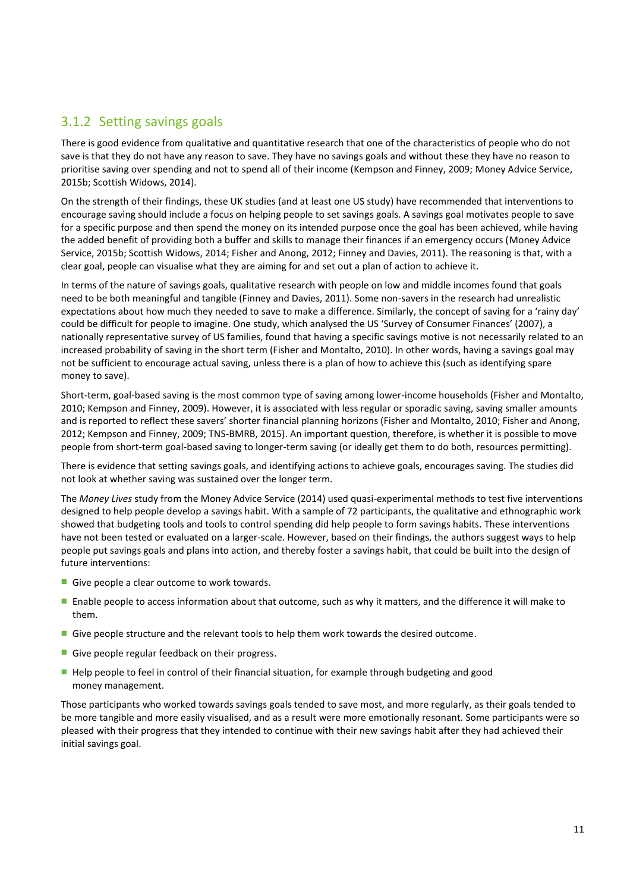### 3.1.2 Setting savings goals

There is good evidence from qualitative and quantitative research that one of the characteristics of people who do not save is that they do not have any reason to save. They have no savings goals and without these they have no reason to prioritise saving over spending and not to spend all of their income (Kempson and Finney, 2009; Money Advice Service, 2015b; Scottish Widows, 2014).

On the strength of their findings, these UK studies (and at least one US study) have recommended that interventions to encourage saving should include a focus on helping people to set savings goals. A savings goal motivates people to save for a specific purpose and then spend the money on its intended purpose once the goal has been achieved, while having the added benefit of providing both a buffer and skills to manage their finances if an emergency occurs (Money Advice Service, 2015b; Scottish Widows, 2014; Fisher and Anong, 2012; Finney and Davies, 2011). The reasoning is that, with a clear goal, people can visualise what they are aiming for and set out a plan of action to achieve it.

In terms of the nature of savings goals, qualitative research with people on low and middle incomes found that goals need to be both meaningful and tangible (Finney and Davies, 2011). Some non-savers in the research had unrealistic expectations about how much they needed to save to make a difference. Similarly, the concept of saving for a 'rainy day' could be difficult for people to imagine. One study, which analysed the US 'Survey of Consumer Finances' (2007), a nationally representative survey of US families, found that having a specific savings motive is not necessarily related to an increased probability of saving in the short term (Fisher and Montalto, 2010). In other words, having a savings goal may not be sufficient to encourage actual saving, unless there is a plan of how to achieve this (such as identifying spare money to save).

Short-term, goal-based saving is the most common type of saving among lower-income households (Fisher and Montalto, 2010; Kempson and Finney, 2009). However, it is associated with less regular or sporadic saving, saving smaller amounts and is reported to reflect these savers' shorter financial planning horizons (Fisher and Montalto, 2010; Fisher and Anong, 2012; Kempson and Finney, 2009; TNS-BMRB, 2015). An important question, therefore, is whether it is possible to move people from short-term goal-based saving to longer-term saving (or ideally get them to do both, resources permitting).

There is evidence that setting savings goals, and identifying actions to achieve goals, encourages saving. The studies did not look at whether saving was sustained over the longer term.

The *Money Lives* study from the Money Advice Service (2014) used quasi-experimental methods to test five interventions designed to help people develop a savings habit. With a sample of 72 participants, the qualitative and ethnographic work showed that budgeting tools and tools to control spending did help people to form savings habits. These interventions have not been tested or evaluated on a larger-scale. However, based on their findings, the authors suggest ways to help people put savings goals and plans into action, and thereby foster a savings habit, that could be built into the design of future interventions:

- Give people a clear outcome to work towards.
- Enable people to access information about that outcome, such as why it matters, and the difference it will make to them.
- Give people structure and the relevant tools to help them work towards the desired outcome.
- Give people regular feedback on their progress.
- Help people to feel in control of their financial situation, for example through budgeting and good money management.

Those participants who worked towards savings goals tended to save most, and more regularly, as their goals tended to be more tangible and more easily visualised, and as a result were more emotionally resonant. Some participants were so pleased with their progress that they intended to continue with their new savings habit after they had achieved their initial savings goal.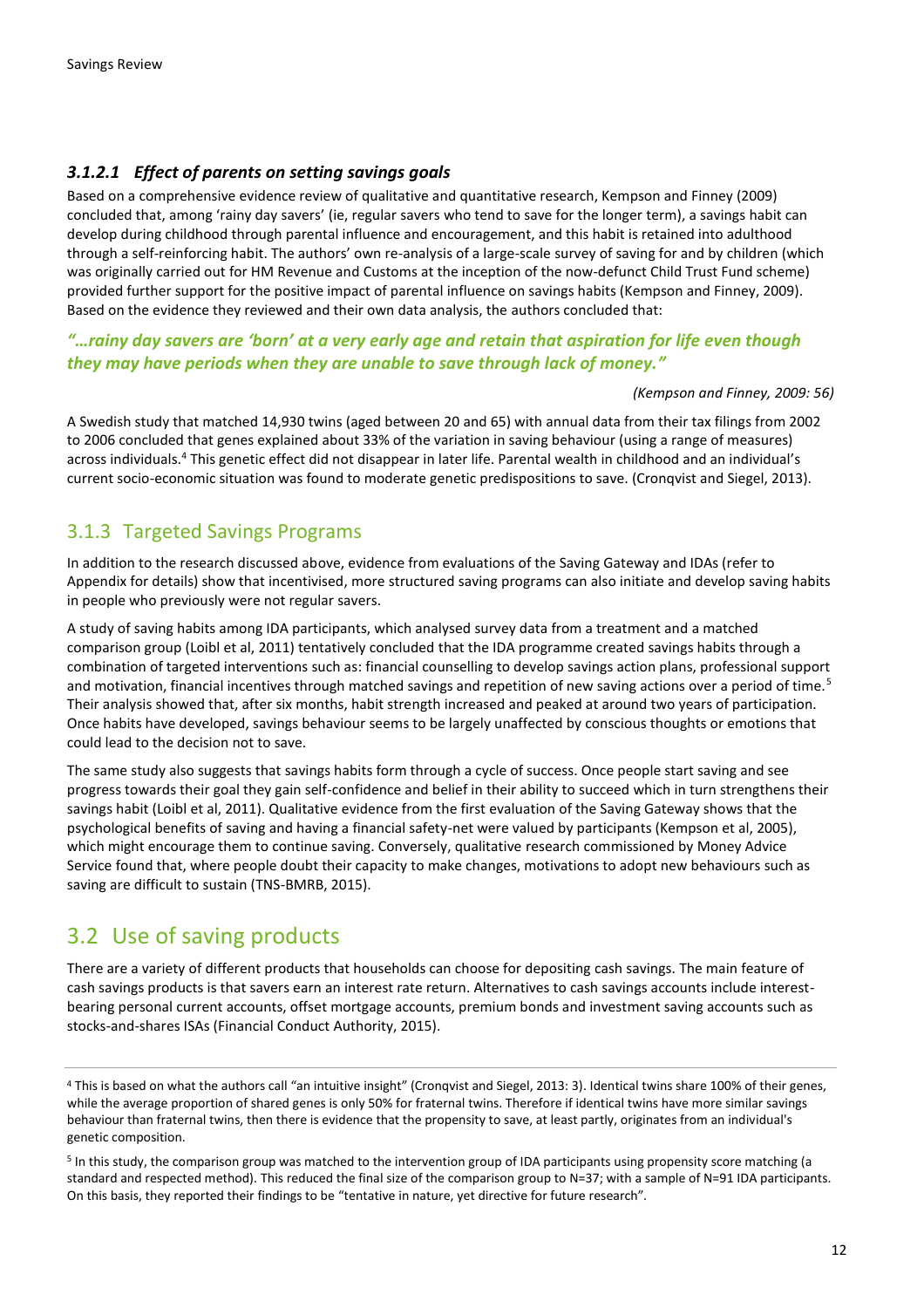#### *3.1.2.1 Effect of parents on setting savings goals*

Based on a comprehensive evidence review of qualitative and quantitative research, Kempson and Finney (2009) concluded that, among 'rainy day savers' (ie, regular savers who tend to save for the longer term), a savings habit can develop during childhood through parental influence and encouragement, and this habit is retained into adulthood through a self-reinforcing habit. The authors' own re-analysis of a large-scale survey of saving for and by children (which was originally carried out for HM Revenue and Customs at the inception of the now-defunct Child Trust Fund scheme) provided further support for the positive impact of parental influence on savings habits (Kempson and Finney, 2009). Based on the evidence they reviewed and their own data analysis, the authors concluded that:

> ***"…rainy day savers are 'born' at a very early age and retain that aspiration for life even though they may have periods when they are unable to save through lack of money."***
>
> *(Kempson and Finney, 2009: 56)*

A Swedish study that matched 14,930 twins (aged between 20 and 65) with annual data from their tax filings from 2002 to 2006 concluded that genes explained about 33% of the variation in saving behaviour (using a range of measures) across individuals.[4] This genetic effect did not disappear in later life. Parental wealth in childhood and an individual's current socio-economic situation was found to moderate genetic predispositions to save. (Cronqvist and Siegel, 2013).

### 3.1.3 Targeted Savings Programs

In addition to the research discussed above, evidence from evaluations of the Saving Gateway and IDAs (refer to Appendix for details) show that incentivised, more structured saving programs can also initiate and develop saving habits in people who previously were not regular savers.

A study of saving habits among IDA participants, which analysed survey data from a treatment and a matched comparison group (Loibl et al, 2011) tentatively concluded that the IDA programme created savings habits through a combination of targeted interventions such as: financial counselling to develop savings action plans, professional support and motivation, financial incentives through matched savings and repetition of new saving actions over a period of time.[5] Their analysis showed that, after six months, habit strength increased and peaked at around two years of participation. Once habits have developed, savings behaviour seems to be largely unaffected by conscious thoughts or emotions that could lead to the decision not to save.

The same study also suggests that savings habits form through a cycle of success. Once people start saving and see progress towards their goal they gain self-confidence and belief in their ability to succeed which in turn strengthens their savings habit (Loibl et al, 2011). Qualitative evidence from the first evaluation of the Saving Gateway shows that the psychological benefits of saving and having a financial safety-net were valued by participants (Kempson et al, 2005), which might encourage them to continue saving. Conversely, qualitative research commissioned by Money Advice Service found that, where people doubt their capacity to make changes, motivations to adopt new behaviours such as saving are difficult to sustain (TNS-BMRB, 2015).

## 3.2 Use of saving products

There are a variety of different products that households can choose for depositing cash savings. The main feature of cash savings products is that savers earn an interest rate return. Alternatives to cash savings accounts include interest-bearing personal current accounts, offset mortgage accounts, premium bonds and investment saving accounts such as stocks-and-shares ISAs (Financial Conduct Authority, 2015).

---

[4] This is based on what the authors call "an intuitive insight" (Cronqvist and Siegel, 2013: 3). Identical twins share 100% of their genes, while the average proportion of shared genes is only 50% for fraternal twins. Therefore if identical twins have more similar savings behaviour than fraternal twins, then there is evidence that the propensity to save, at least partly, originates from an individual's genetic composition.

[5] In this study, the comparison group was matched to the intervention group of IDA participants using propensity score matching (a standard and respected method). This reduced the final size of the comparison group to N=37; with a sample of N=91 IDA participants. On this basis, they reported their findings to be "tentative in nature, yet directive for future research".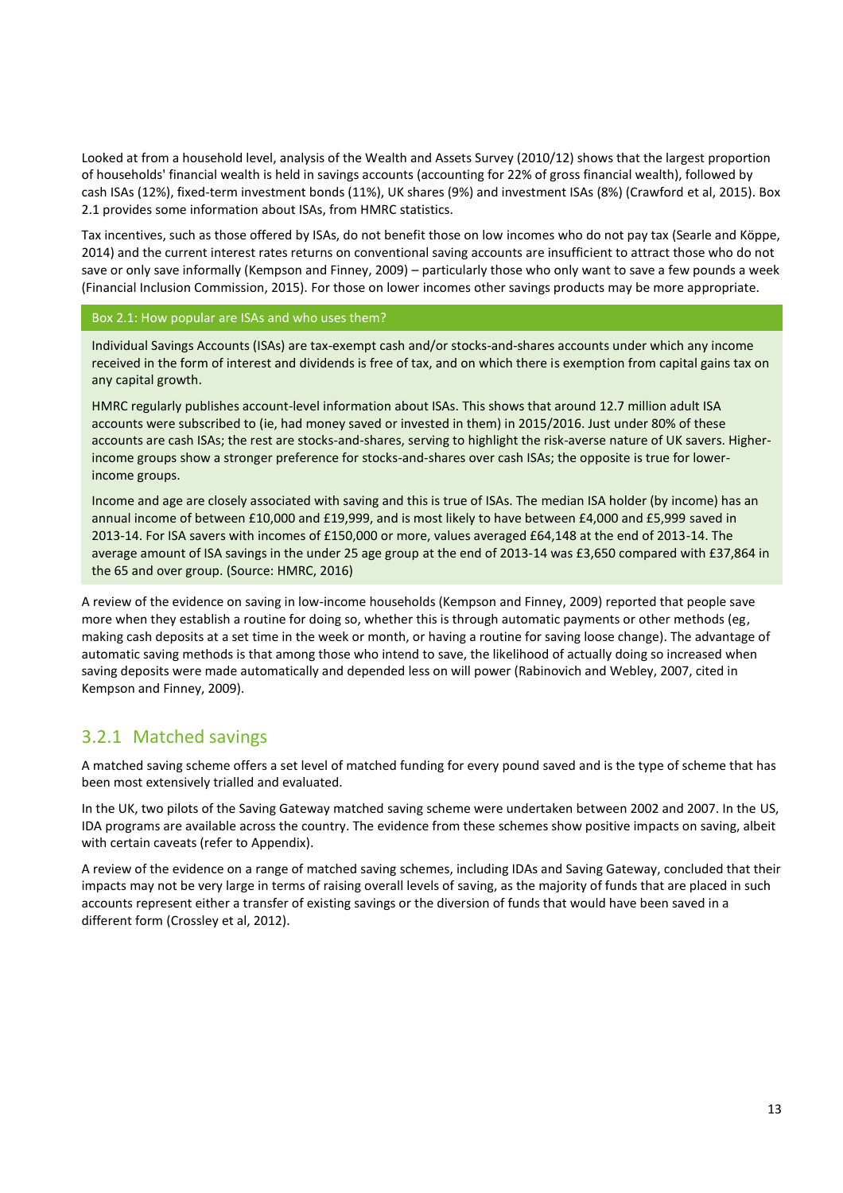Looked at from a household level, analysis of the Wealth and Assets Survey (2010/12) shows that the largest proportion of households' financial wealth is held in savings accounts (accounting for 22% of gross financial wealth), followed by cash ISAs (12%), fixed-term investment bonds (11%), UK shares (9%) and investment ISAs (8%) (Crawford et al, 2015). Box 2.1 provides some information about ISAs, from HMRC statistics.

Tax incentives, such as those offered by ISAs, do not benefit those on low incomes who do not pay tax (Searle and Köppe, 2014) and the current interest rates returns on conventional saving accounts are insufficient to attract those who do not save or only save informally (Kempson and Finney, 2009) – particularly those who only want to save a few pounds a week (Financial Inclusion Commission, 2015). For those on lower incomes other savings products may be more appropriate.

> **Box 2.1: How popular are ISAs and who uses them?**
>
> Individual Savings Accounts (ISAs) are tax-exempt cash and/or stocks-and-shares accounts under which any income received in the form of interest and dividends is free of tax, and on which there is exemption from capital gains tax on any capital growth.
>
> HMRC regularly publishes account-level information about ISAs. This shows that around 12.7 million adult ISA accounts were subscribed to (ie, had money saved or invested in them) in 2015/2016. Just under 80% of these accounts are cash ISAs; the rest are stocks-and-shares, serving to highlight the risk-averse nature of UK savers. Higher-income groups show a stronger preference for stocks-and-shares over cash ISAs; the opposite is true for lower-income groups.
>
> Income and age are closely associated with saving and this is true of ISAs. The median ISA holder (by income) has an annual income of between £10,000 and £19,999, and is most likely to have between £4,000 and £5,999 saved in 2013-14. For ISA savers with incomes of £150,000 or more, values averaged £64,148 at the end of 2013-14. The average amount of ISA savings in the under 25 age group at the end of 2013-14 was £3,650 compared with £37,864 in the 65 and over group. (Source: HMRC, 2016)

A review of the evidence on saving in low-income households (Kempson and Finney, 2009) reported that people save more when they establish a routine for doing so, whether this is through automatic payments or other methods (eg, making cash deposits at a set time in the week or month, or having a routine for saving loose change). The advantage of automatic saving methods is that among those who intend to save, the likelihood of actually doing so increased when saving deposits were made automatically and depended less on will power (Rabinovich and Webley, 2007, cited in Kempson and Finney, 2009).

### 3.2.1 Matched savings

A matched saving scheme offers a set level of matched funding for every pound saved and is the type of scheme that has been most extensively trialled and evaluated.

In the UK, two pilots of the Saving Gateway matched saving scheme were undertaken between 2002 and 2007. In the US, IDA programs are available across the country. The evidence from these schemes show positive impacts on saving, albeit with certain caveats (refer to Appendix).

A review of the evidence on a range of matched saving schemes, including IDAs and Saving Gateway, concluded that their impacts may not be very large in terms of raising overall levels of saving, as the majority of funds that are placed in such accounts represent either a transfer of existing savings or the diversion of funds that would have been saved in a different form (Crossley et al, 2012).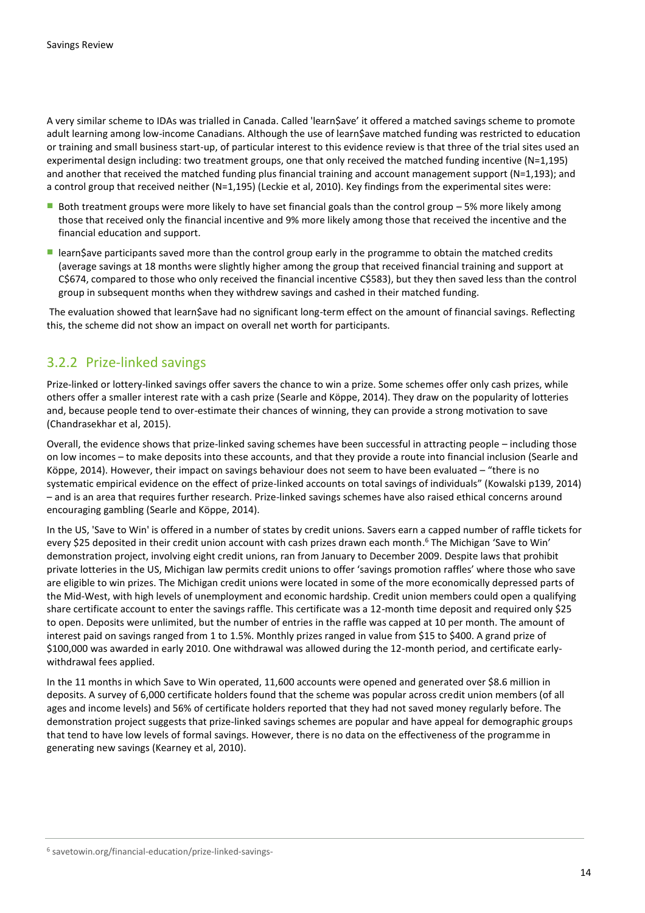A very similar scheme to IDAs was trialled in Canada. Called 'learn$ave' it offered a matched savings scheme to promote adult learning among low-income Canadians. Although the use of learn$ave matched funding was restricted to education or training and small business start-up, of particular interest to this evidence review is that three of the trial sites used an experimental design including: two treatment groups, one that only received the matched funding incentive (N=1,195) and another that received the matched funding plus financial training and account management support (N=1,193); and a control group that received neither (N=1,195) (Leckie et al, 2010). Key findings from the experimental sites were:

- Both treatment groups were more likely to have set financial goals than the control group – 5% more likely among those that received only the financial incentive and 9% more likely among those that received the incentive and the financial education and support.
- learn$ave participants saved more than the control group early in the programme to obtain the matched credits (average savings at 18 months were slightly higher among the group that received financial training and support at C$674, compared to those who only received the financial incentive C$583), but they then saved less than the control group in subsequent months when they withdrew savings and cashed in their matched funding.

The evaluation showed that learn$ave had no significant long-term effect on the amount of financial savings. Reflecting this, the scheme did not show an impact on overall net worth for participants.

### 3.2.2 Prize-linked savings

Prize-linked or lottery-linked savings offer savers the chance to win a prize. Some schemes offer only cash prizes, while others offer a smaller interest rate with a cash prize (Searle and Köppe, 2014). They draw on the popularity of lotteries and, because people tend to over-estimate their chances of winning, they can provide a strong motivation to save (Chandrasekhar et al, 2015).

Overall, the evidence shows that prize-linked saving schemes have been successful in attracting people – including those on low incomes – to make deposits into these accounts, and that they provide a route into financial inclusion (Searle and Köppe, 2014). However, their impact on savings behaviour does not seem to have been evaluated – "there is no systematic empirical evidence on the effect of prize-linked accounts on total savings of individuals" (Kowalski p139, 2014) – and is an area that requires further research. Prize-linked savings schemes have also raised ethical concerns around encouraging gambling (Searle and Köppe, 2014).

In the US, 'Save to Win' is offered in a number of states by credit unions. Savers earn a capped number of raffle tickets for every $25 deposited in their credit union account with cash prizes drawn each month.[6] The Michigan 'Save to Win' demonstration project, involving eight credit unions, ran from January to December 2009. Despite laws that prohibit private lotteries in the US, Michigan law permits credit unions to offer 'savings promotion raffles' where those who save are eligible to win prizes. The Michigan credit unions were located in some of the more economically depressed parts of the Mid-West, with high levels of unemployment and economic hardship. Credit union members could open a qualifying share certificate account to enter the savings raffle. This certificate was a 12-month time deposit and required only $25 to open. Deposits were unlimited, but the number of entries in the raffle was capped at 10 per month. The amount of interest paid on savings ranged from 1 to 1.5%. Monthly prizes ranged in value from $15 to $400. A grand prize of $100,000 was awarded in early 2010. One withdrawal was allowed during the 12-month period, and certificate early-withdrawal fees applied.

In the 11 months in which Save to Win operated, 11,600 accounts were opened and generated over $8.6 million in deposits. A survey of 6,000 certificate holders found that the scheme was popular across credit union members (of all ages and income levels) and 56% of certificate holders reported that they had not saved money regularly before. The demonstration project suggests that prize-linked savings schemes are popular and have appeal for demographic groups that tend to have low levels of formal savings. However, there is no data on the effectiveness of the programme in generating new savings (Kearney et al, 2010).

[6] savetowin.org/financial-education/prize-linked-savings-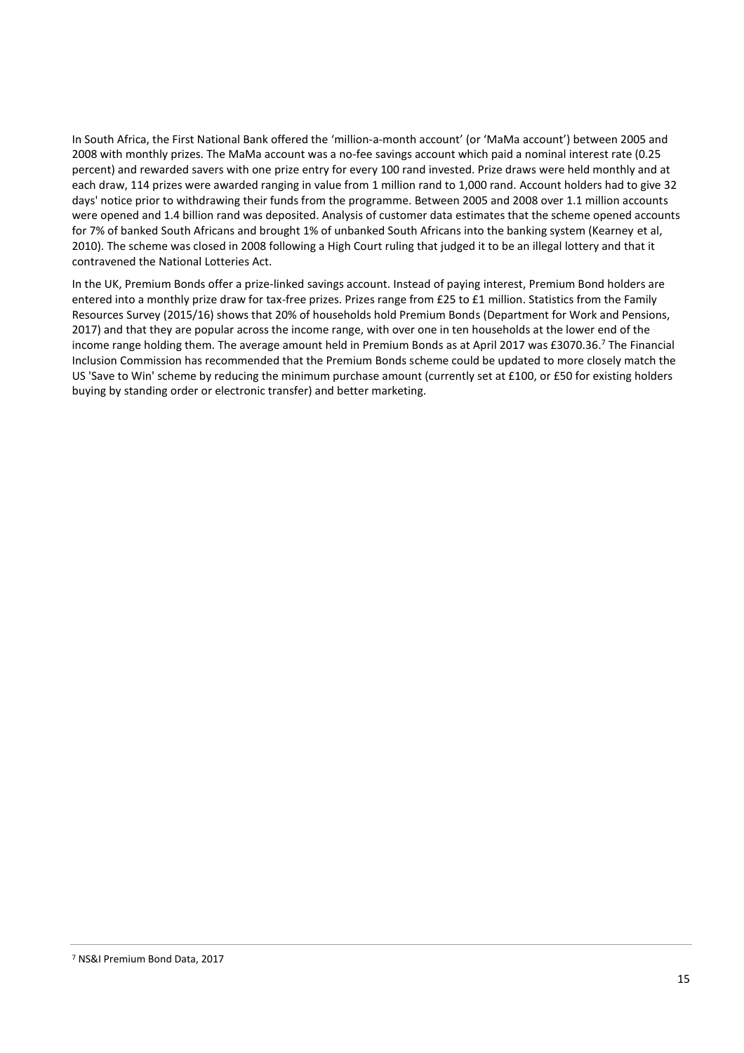In South Africa, the First National Bank offered the 'million-a-month account' (or 'MaMa account') between 2005 and 2008 with monthly prizes. The MaMa account was a no-fee savings account which paid a nominal interest rate (0.25 percent) and rewarded savers with one prize entry for every 100 rand invested. Prize draws were held monthly and at each draw, 114 prizes were awarded ranging in value from 1 million rand to 1,000 rand. Account holders had to give 32 days' notice prior to withdrawing their funds from the programme. Between 2005 and 2008 over 1.1 million accounts were opened and 1.4 billion rand was deposited. Analysis of customer data estimates that the scheme opened accounts for 7% of banked South Africans and brought 1% of unbanked South Africans into the banking system (Kearney et al, 2010). The scheme was closed in 2008 following a High Court ruling that judged it to be an illegal lottery and that it contravened the National Lotteries Act.

In the UK, Premium Bonds offer a prize-linked savings account. Instead of paying interest, Premium Bond holders are entered into a monthly prize draw for tax-free prizes. Prizes range from £25 to £1 million. Statistics from the Family Resources Survey (2015/16) shows that 20% of households hold Premium Bonds (Department for Work and Pensions, 2017) and that they are popular across the income range, with over one in ten households at the lower end of the income range holding them. The average amount held in Premium Bonds as at April 2017 was £3070.36.[7] The Financial Inclusion Commission has recommended that the Premium Bonds scheme could be updated to more closely match the US 'Save to Win' scheme by reducing the minimum purchase amount (currently set at £100, or £50 for existing holders buying by standing order or electronic transfer) and better marketing.

[7] NS&I Premium Bond Data, 2017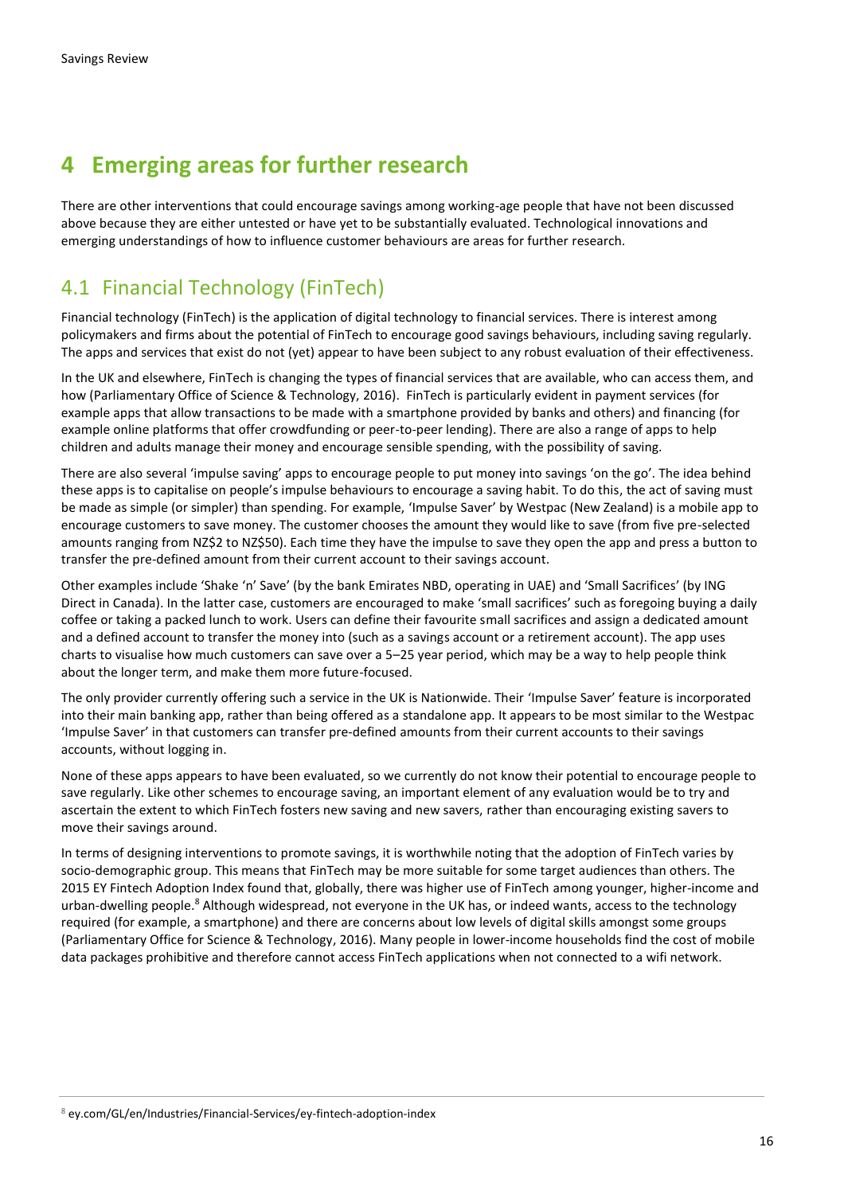# 4 Emerging areas for further research

There are other interventions that could encourage savings among working-age people that have not been discussed above because they are either untested or have yet to be substantially evaluated. Technological innovations and emerging understandings of how to influence customer behaviours are areas for further research.

## 4.1 Financial Technology (FinTech)

Financial technology (FinTech) is the application of digital technology to financial services. There is interest among policymakers and firms about the potential of FinTech to encourage good savings behaviours, including saving regularly. The apps and services that exist do not (yet) appear to have been subject to any robust evaluation of their effectiveness.

In the UK and elsewhere, FinTech is changing the types of financial services that are available, who can access them, and how (Parliamentary Office of Science & Technology, 2016). FinTech is particularly evident in payment services (for example apps that allow transactions to be made with a smartphone provided by banks and others) and financing (for example online platforms that offer crowdfunding or peer-to-peer lending). There are also a range of apps to help children and adults manage their money and encourage sensible spending, with the possibility of saving.

There are also several 'impulse saving' apps to encourage people to put money into savings 'on the go'. The idea behind these apps is to capitalise on people's impulse behaviours to encourage a saving habit. To do this, the act of saving must be made as simple (or simpler) than spending. For example, 'Impulse Saver' by Westpac (New Zealand) is a mobile app to encourage customers to save money. The customer chooses the amount they would like to save (from five pre-selected amounts ranging from NZ$2 to NZ$50). Each time they have the impulse to save they open the app and press a button to transfer the pre-defined amount from their current account to their savings account.

Other examples include 'Shake 'n' Save' (by the bank Emirates NBD, operating in UAE) and 'Small Sacrifices' (by ING Direct in Canada). In the latter case, customers are encouraged to make 'small sacrifices' such as foregoing buying a daily coffee or taking a packed lunch to work. Users can define their favourite small sacrifices and assign a dedicated amount and a defined account to transfer the money into (such as a savings account or a retirement account). The app uses charts to visualise how much customers can save over a 5–25 year period, which may be a way to help people think about the longer term, and make them more future-focused.

The only provider currently offering such a service in the UK is Nationwide. Their 'Impulse Saver' feature is incorporated into their main banking app, rather than being offered as a standalone app. It appears to be most similar to the Westpac 'Impulse Saver' in that customers can transfer pre-defined amounts from their current accounts to their savings accounts, without logging in.

None of these apps appears to have been evaluated, so we currently do not know their potential to encourage people to save regularly. Like other schemes to encourage saving, an important element of any evaluation would be to try and ascertain the extent to which FinTech fosters new saving and new savers, rather than encouraging existing savers to move their savings around.

In terms of designing interventions to promote savings, it is worthwhile noting that the adoption of FinTech varies by socio-demographic group. This means that FinTech may be more suitable for some target audiences than others. The 2015 EY Fintech Adoption Index found that, globally, there was higher use of FinTech among younger, higher-income and urban-dwelling people.[8] Although widespread, not everyone in the UK has, or indeed wants, access to the technology required (for example, a smartphone) and there are concerns about low levels of digital skills amongst some groups (Parliamentary Office for Science & Technology, 2016). Many people in lower-income households find the cost of mobile data packages prohibitive and therefore cannot access FinTech applications when not connected to a wifi network.

[8] ey.com/GL/en/Industries/Financial-Services/ey-fintech-adoption-index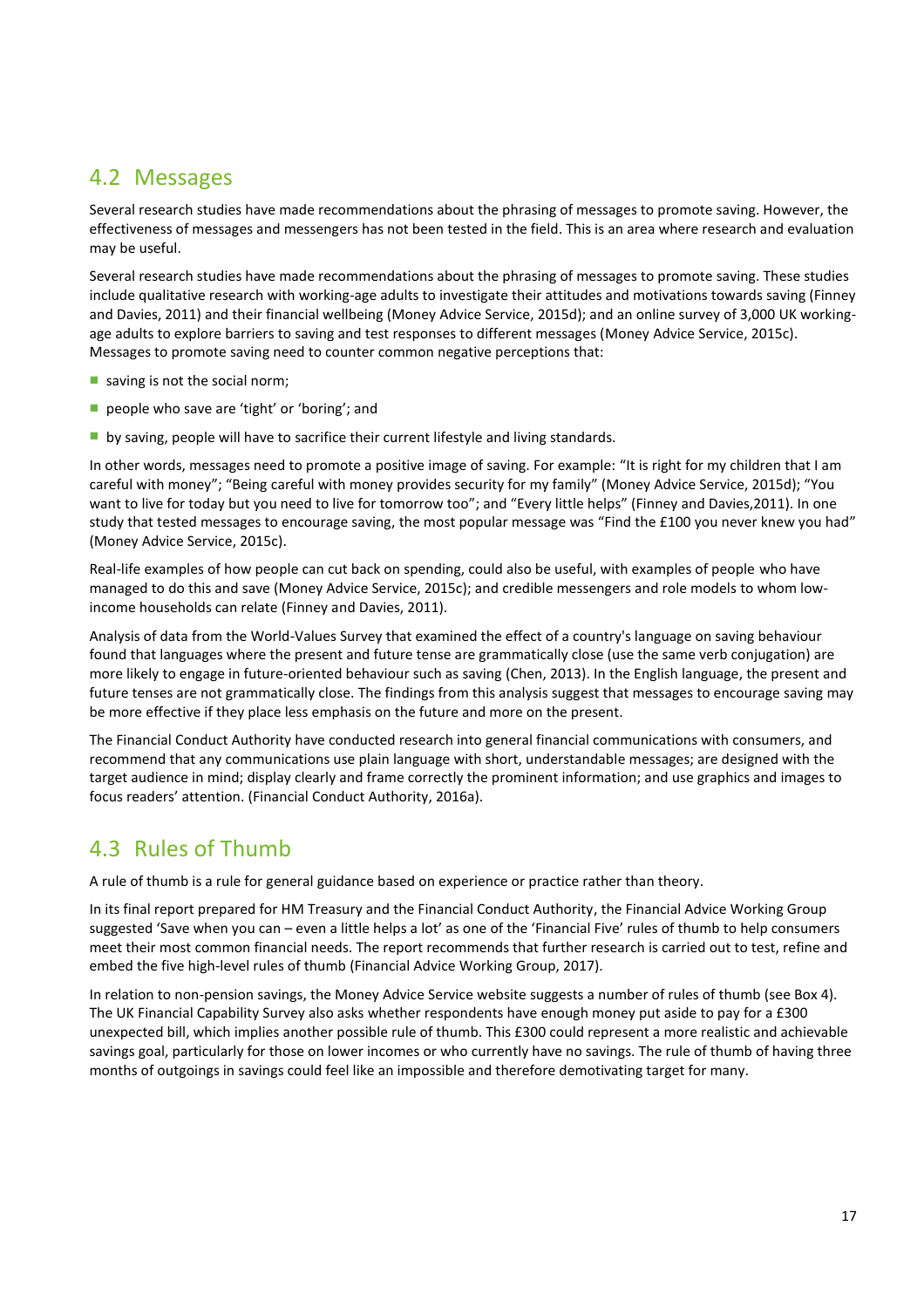## 4.2 Messages

Several research studies have made recommendations about the phrasing of messages to promote saving. However, the effectiveness of messages and messengers has not been tested in the field. This is an area where research and evaluation may be useful.

Several research studies have made recommendations about the phrasing of messages to promote saving. These studies include qualitative research with working-age adults to investigate their attitudes and motivations towards saving (Finney and Davies, 2011) and their financial wellbeing (Money Advice Service, 2015d); and an online survey of 3,000 UK working-age adults to explore barriers to saving and test responses to different messages (Money Advice Service, 2015c). Messages to promote saving need to counter common negative perceptions that:

- saving is not the social norm;
- people who save are 'tight' or 'boring'; and
- by saving, people will have to sacrifice their current lifestyle and living standards.

In other words, messages need to promote a positive image of saving. For example: "It is right for my children that I am careful with money"; "Being careful with money provides security for my family" (Money Advice Service, 2015d); "You want to live for today but you need to live for tomorrow too"; and "Every little helps" (Finney and Davies,2011). In one study that tested messages to encourage saving, the most popular message was "Find the £100 you never knew you had" (Money Advice Service, 2015c).

Real-life examples of how people can cut back on spending, could also be useful, with examples of people who have managed to do this and save (Money Advice Service, 2015c); and credible messengers and role models to whom low-income households can relate (Finney and Davies, 2011).

Analysis of data from the World-Values Survey that examined the effect of a country's language on saving behaviour found that languages where the present and future tense are grammatically close (use the same verb conjugation) are more likely to engage in future-oriented behaviour such as saving (Chen, 2013). In the English language, the present and future tenses are not grammatically close. The findings from this analysis suggest that messages to encourage saving may be more effective if they place less emphasis on the future and more on the present.

The Financial Conduct Authority have conducted research into general financial communications with consumers, and recommend that any communications use plain language with short, understandable messages; are designed with the target audience in mind; display clearly and frame correctly the prominent information; and use graphics and images to focus readers' attention. (Financial Conduct Authority, 2016a).

## 4.3 Rules of Thumb

A rule of thumb is a rule for general guidance based on experience or practice rather than theory.

In its final report prepared for HM Treasury and the Financial Conduct Authority, the Financial Advice Working Group suggested 'Save when you can – even a little helps a lot' as one of the 'Financial Five' rules of thumb to help consumers meet their most common financial needs. The report recommends that further research is carried out to test, refine and embed the five high-level rules of thumb (Financial Advice Working Group, 2017).

In relation to non-pension savings, the Money Advice Service website suggests a number of rules of thumb (see Box 4). The UK Financial Capability Survey also asks whether respondents have enough money put aside to pay for a £300 unexpected bill, which implies another possible rule of thumb. This £300 could represent a more realistic and achievable savings goal, particularly for those on lower incomes or who currently have no savings. The rule of thumb of having three months of outgoings in savings could feel like an impossible and therefore demotivating target for many.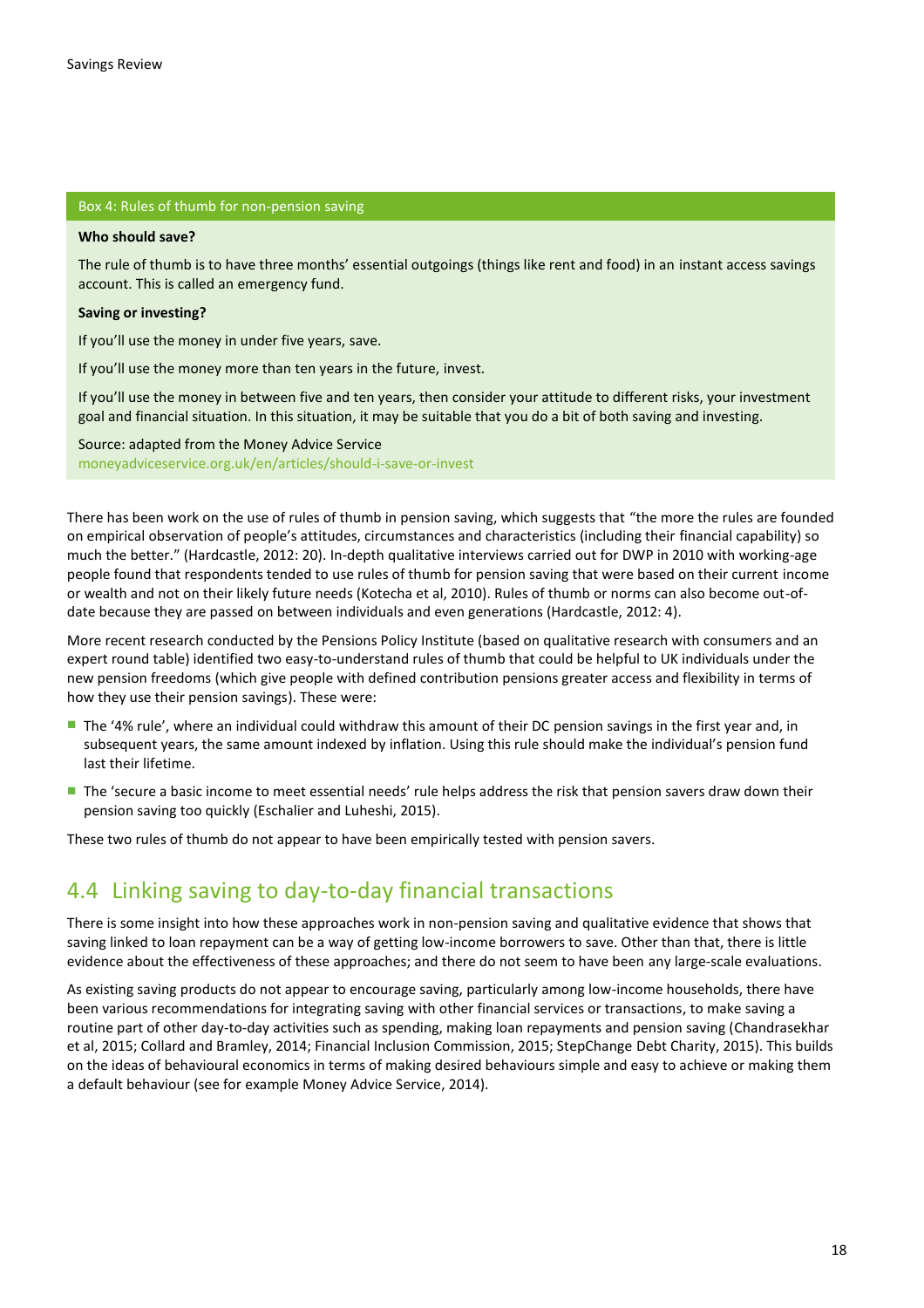### Box 4: Rules of thumb for non-pension saving

**Who should save?**

The rule of thumb is to have three months' essential outgoings (things like rent and food) in an instant access savings account. This is called an emergency fund.

**Saving or investing?**

If you'll use the money in under five years, save.

If you'll use the money more than ten years in the future, invest.

If you'll use the money in between five and ten years, then consider your attitude to different risks, your investment goal and financial situation. In this situation, it may be suitable that you do a bit of both saving and investing.

Source: adapted from the Money Advice Service
moneyadviceservice.org.uk/en/articles/should-i-save-or-invest

There has been work on the use of rules of thumb in pension saving, which suggests that "the more the rules are founded on empirical observation of people's attitudes, circumstances and characteristics (including their financial capability) so much the better." (Hardcastle, 2012: 20). In-depth qualitative interviews carried out for DWP in 2010 with working-age people found that respondents tended to use rules of thumb for pension saving that were based on their current income or wealth and not on their likely future needs (Kotecha et al, 2010). Rules of thumb or norms can also become out-of-date because they are passed on between individuals and even generations (Hardcastle, 2012: 4).

More recent research conducted by the Pensions Policy Institute (based on qualitative research with consumers and an expert round table) identified two easy-to-understand rules of thumb that could be helpful to UK individuals under the new pension freedoms (which give people with defined contribution pensions greater access and flexibility in terms of how they use their pension savings). These were:

- The '4% rule', where an individual could withdraw this amount of their DC pension savings in the first year and, in subsequent years, the same amount indexed by inflation. Using this rule should make the individual's pension fund last their lifetime.
- The 'secure a basic income to meet essential needs' rule helps address the risk that pension savers draw down their pension saving too quickly (Eschalier and Luheshi, 2015).

These two rules of thumb do not appear to have been empirically tested with pension savers.

## 4.4 Linking saving to day-to-day financial transactions

There is some insight into how these approaches work in non-pension saving and qualitative evidence that shows that saving linked to loan repayment can be a way of getting low-income borrowers to save. Other than that, there is little evidence about the effectiveness of these approaches; and there do not seem to have been any large-scale evaluations.

As existing saving products do not appear to encourage saving, particularly among low-income households, there have been various recommendations for integrating saving with other financial services or transactions, to make saving a routine part of other day-to-day activities such as spending, making loan repayments and pension saving (Chandrasekhar et al, 2015; Collard and Bramley, 2014; Financial Inclusion Commission, 2015; StepChange Debt Charity, 2015). This builds on the ideas of behavioural economics in terms of making desired behaviours simple and easy to achieve or making them a default behaviour (see for example Money Advice Service, 2014).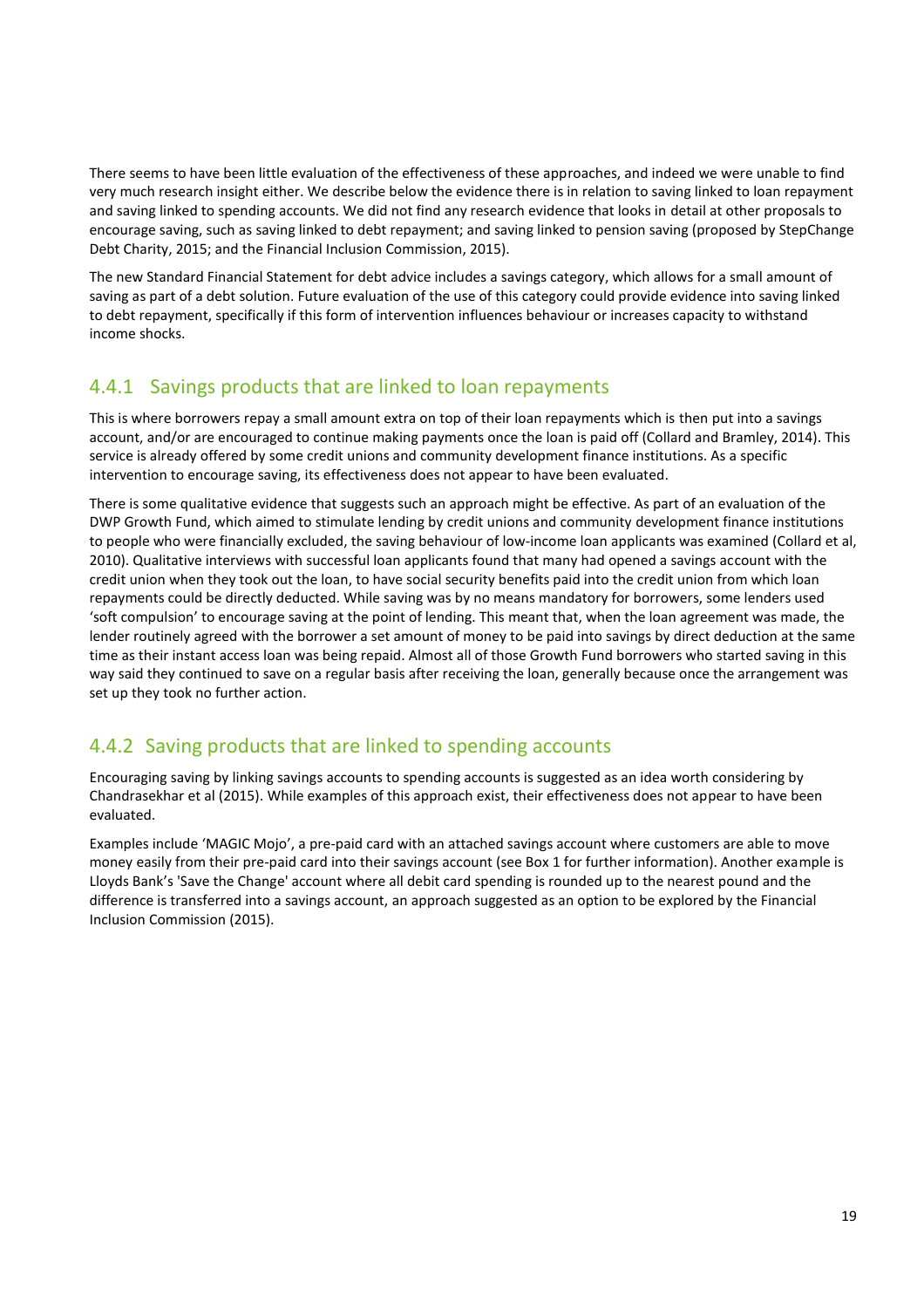There seems to have been little evaluation of the effectiveness of these approaches, and indeed we were unable to find very much research insight either. We describe below the evidence there is in relation to saving linked to loan repayment and saving linked to spending accounts. We did not find any research evidence that looks in detail at other proposals to encourage saving, such as saving linked to debt repayment; and saving linked to pension saving (proposed by StepChange Debt Charity, 2015; and the Financial Inclusion Commission, 2015).

The new Standard Financial Statement for debt advice includes a savings category, which allows for a small amount of saving as part of a debt solution. Future evaluation of the use of this category could provide evidence into saving linked to debt repayment, specifically if this form of intervention influences behaviour or increases capacity to withstand income shocks.

### 4.4.1 Savings products that are linked to loan repayments

This is where borrowers repay a small amount extra on top of their loan repayments which is then put into a savings account, and/or are encouraged to continue making payments once the loan is paid off (Collard and Bramley, 2014). This service is already offered by some credit unions and community development finance institutions. As a specific intervention to encourage saving, its effectiveness does not appear to have been evaluated.

There is some qualitative evidence that suggests such an approach might be effective. As part of an evaluation of the DWP Growth Fund, which aimed to stimulate lending by credit unions and community development finance institutions to people who were financially excluded, the saving behaviour of low-income loan applicants was examined (Collard et al, 2010). Qualitative interviews with successful loan applicants found that many had opened a savings account with the credit union when they took out the loan, to have social security benefits paid into the credit union from which loan repayments could be directly deducted. While saving was by no means mandatory for borrowers, some lenders used 'soft compulsion' to encourage saving at the point of lending. This meant that, when the loan agreement was made, the lender routinely agreed with the borrower a set amount of money to be paid into savings by direct deduction at the same time as their instant access loan was being repaid. Almost all of those Growth Fund borrowers who started saving in this way said they continued to save on a regular basis after receiving the loan, generally because once the arrangement was set up they took no further action.

### 4.4.2 Saving products that are linked to spending accounts

Encouraging saving by linking savings accounts to spending accounts is suggested as an idea worth considering by Chandrasekhar et al (2015). While examples of this approach exist, their effectiveness does not appear to have been evaluated.

Examples include 'MAGIC Mojo', a pre-paid card with an attached savings account where customers are able to move money easily from their pre-paid card into their savings account (see Box 1 for further information). Another example is Lloyds Bank's 'Save the Change' account where all debit card spending is rounded up to the nearest pound and the difference is transferred into a savings account, an approach suggested as an option to be explored by the Financial Inclusion Commission (2015).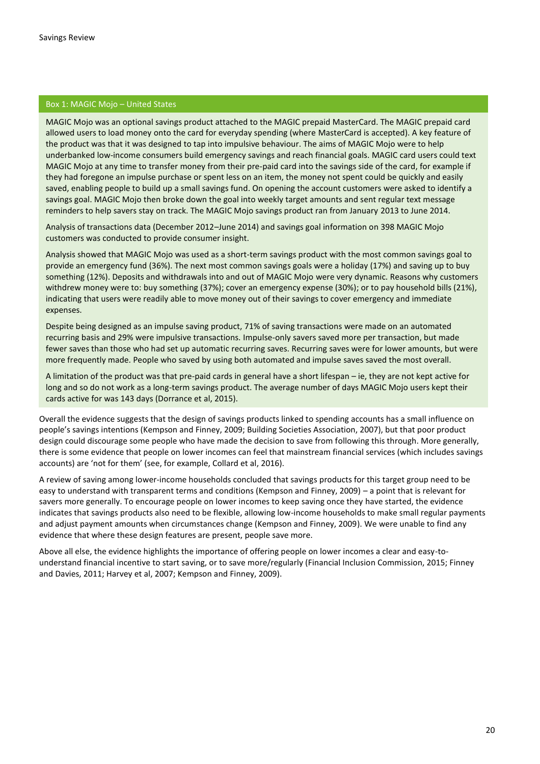### Box 1: MAGIC Mojo – United States

MAGIC Mojo was an optional savings product attached to the MAGIC prepaid MasterCard. The MAGIC prepaid card allowed users to load money onto the card for everyday spending (where MasterCard is accepted). A key feature of the product was that it was designed to tap into impulsive behaviour. The aims of MAGIC Mojo were to help underbanked low-income consumers build emergency savings and reach financial goals. MAGIC card users could text MAGIC Mojo at any time to transfer money from their pre-paid card into the savings side of the card, for example if they had foregone an impulse purchase or spent less on an item, the money not spent could be quickly and easily saved, enabling people to build up a small savings fund. On opening the account customers were asked to identify a savings goal. MAGIC Mojo then broke down the goal into weekly target amounts and sent regular text message reminders to help savers stay on track. The MAGIC Mojo savings product ran from January 2013 to June 2014.

Analysis of transactions data (December 2012–June 2014) and savings goal information on 398 MAGIC Mojo customers was conducted to provide consumer insight.

Analysis showed that MAGIC Mojo was used as a short-term savings product with the most common savings goal to provide an emergency fund (36%). The next most common savings goals were a holiday (17%) and saving up to buy something (12%). Deposits and withdrawals into and out of MAGIC Mojo were very dynamic. Reasons why customers withdrew money were to: buy something (37%); cover an emergency expense (30%); or to pay household bills (21%), indicating that users were readily able to move money out of their savings to cover emergency and immediate expenses.

Despite being designed as an impulse saving product, 71% of saving transactions were made on an automated recurring basis and 29% were impulsive transactions. Impulse-only savers saved more per transaction, but made fewer saves than those who had set up automatic recurring saves. Recurring saves were for lower amounts, but were more frequently made. People who saved by using both automated and impulse saves saved the most overall.

A limitation of the product was that pre-paid cards in general have a short lifespan – ie, they are not kept active for long and so do not work as a long-term savings product. The average number of days MAGIC Mojo users kept their cards active for was 143 days (Dorrance et al, 2015).

Overall the evidence suggests that the design of savings products linked to spending accounts has a small influence on people's savings intentions (Kempson and Finney, 2009; Building Societies Association, 2007), but that poor product design could discourage some people who have made the decision to save from following this through. More generally, there is some evidence that people on lower incomes can feel that mainstream financial services (which includes savings accounts) are 'not for them' (see, for example, Collard et al, 2016).

A review of saving among lower-income households concluded that savings products for this target group need to be easy to understand with transparent terms and conditions (Kempson and Finney, 2009) – a point that is relevant for savers more generally. To encourage people on lower incomes to keep saving once they have started, the evidence indicates that savings products also need to be flexible, allowing low-income households to make small regular payments and adjust payment amounts when circumstances change (Kempson and Finney, 2009). We were unable to find any evidence that where these design features are present, people save more.

Above all else, the evidence highlights the importance of offering people on lower incomes a clear and easy-to-understand financial incentive to start saving, or to save more/regularly (Financial Inclusion Commission, 2015; Finney and Davies, 2011; Harvey et al, 2007; Kempson and Finney, 2009).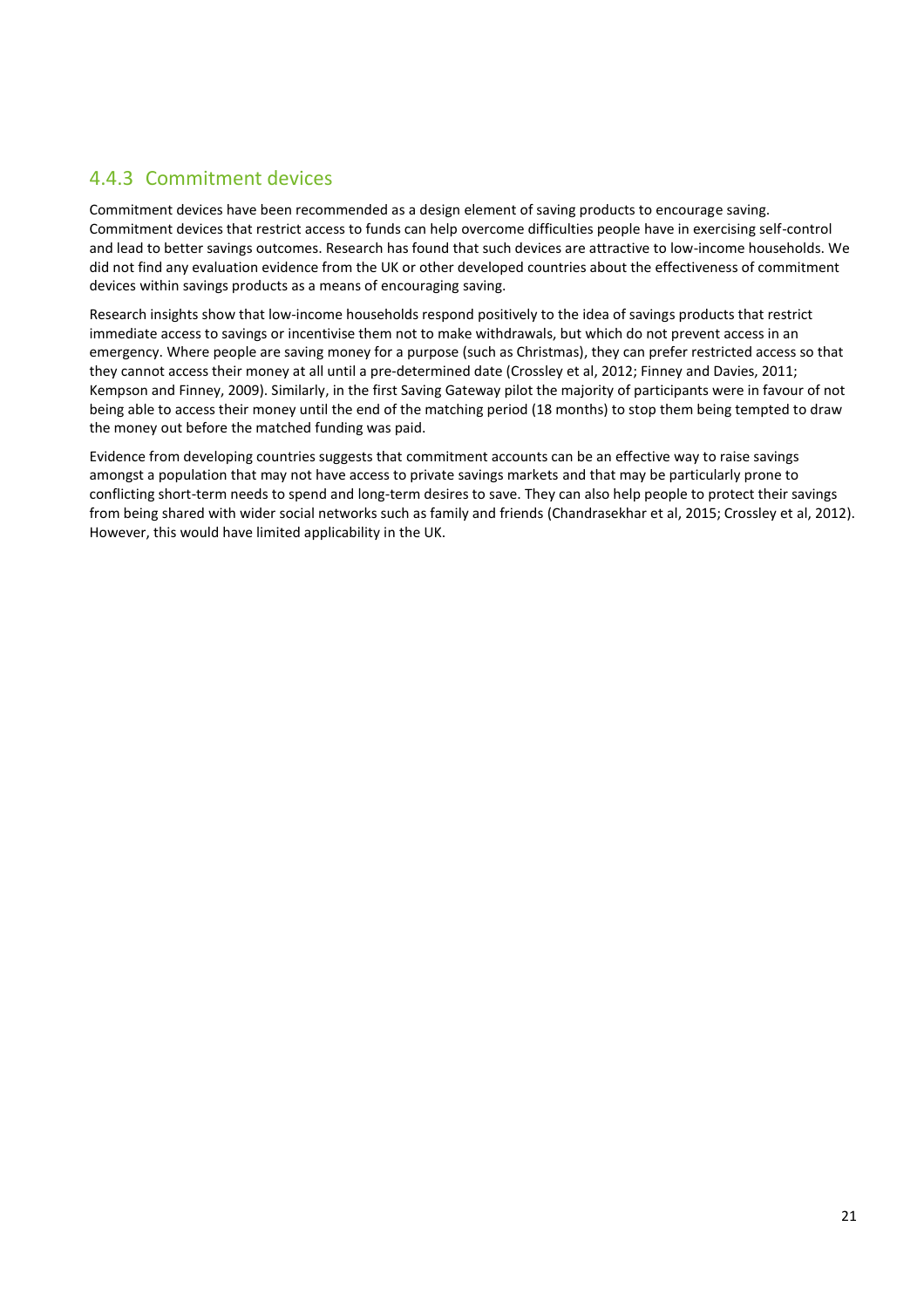### 4.4.3 Commitment devices

Commitment devices have been recommended as a design element of saving products to encourage saving. Commitment devices that restrict access to funds can help overcome difficulties people have in exercising self-control and lead to better savings outcomes. Research has found that such devices are attractive to low-income households. We did not find any evaluation evidence from the UK or other developed countries about the effectiveness of commitment devices within savings products as a means of encouraging saving.

Research insights show that low-income households respond positively to the idea of savings products that restrict immediate access to savings or incentivise them not to make withdrawals, but which do not prevent access in an emergency. Where people are saving money for a purpose (such as Christmas), they can prefer restricted access so that they cannot access their money at all until a pre-determined date (Crossley et al, 2012; Finney and Davies, 2011; Kempson and Finney, 2009). Similarly, in the first Saving Gateway pilot the majority of participants were in favour of not being able to access their money until the end of the matching period (18 months) to stop them being tempted to draw the money out before the matched funding was paid.

Evidence from developing countries suggests that commitment accounts can be an effective way to raise savings amongst a population that may not have access to private savings markets and that may be particularly prone to conflicting short-term needs to spend and long-term desires to save. They can also help people to protect their savings from being shared with wider social networks such as family and friends (Chandrasekhar et al, 2015; Crossley et al, 2012). However, this would have limited applicability in the UK.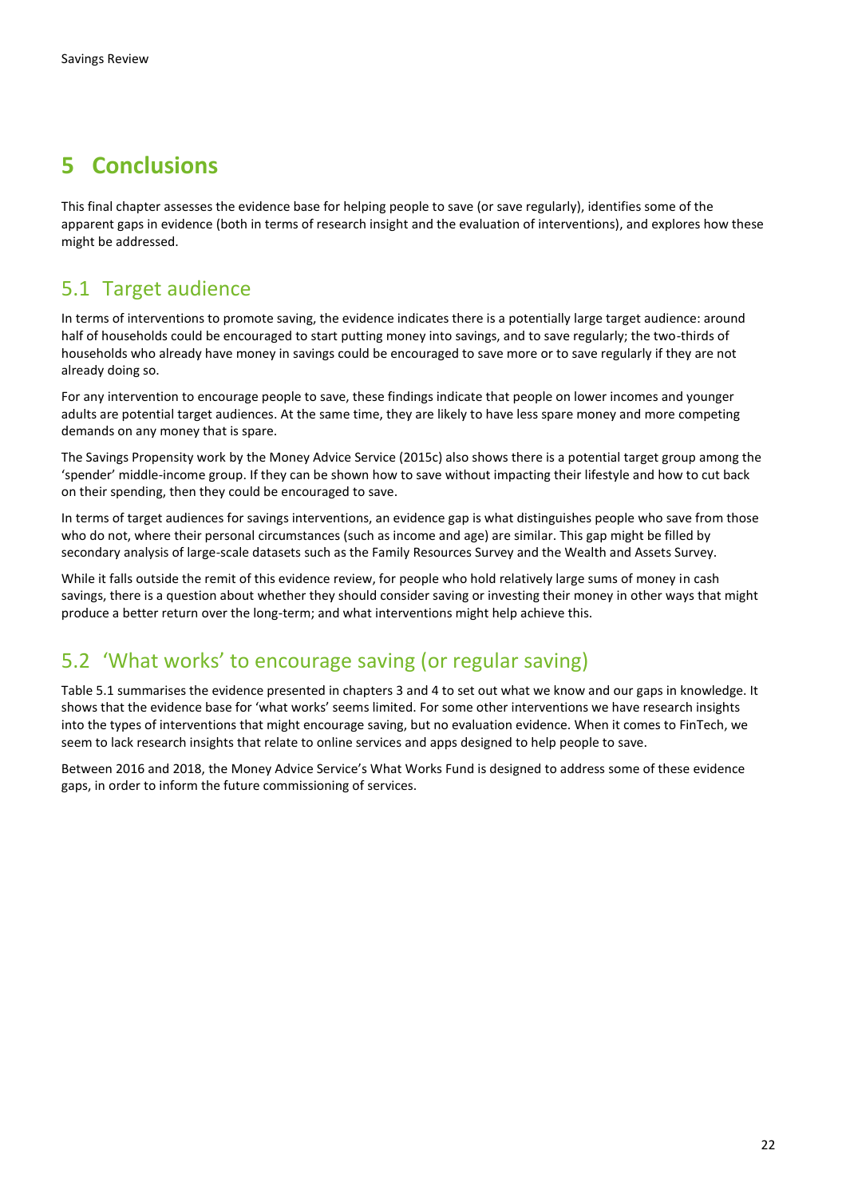# 5 Conclusions

This final chapter assesses the evidence base for helping people to save (or save regularly), identifies some of the apparent gaps in evidence (both in terms of research insight and the evaluation of interventions), and explores how these might be addressed.

## 5.1 Target audience

In terms of interventions to promote saving, the evidence indicates there is a potentially large target audience: around half of households could be encouraged to start putting money into savings, and to save regularly; the two-thirds of households who already have money in savings could be encouraged to save more or to save regularly if they are not already doing so.

For any intervention to encourage people to save, these findings indicate that people on lower incomes and younger adults are potential target audiences. At the same time, they are likely to have less spare money and more competing demands on any money that is spare.

The Savings Propensity work by the Money Advice Service (2015c) also shows there is a potential target group among the 'spender' middle-income group. If they can be shown how to save without impacting their lifestyle and how to cut back on their spending, then they could be encouraged to save.

In terms of target audiences for savings interventions, an evidence gap is what distinguishes people who save from those who do not, where their personal circumstances (such as income and age) are similar. This gap might be filled by secondary analysis of large-scale datasets such as the Family Resources Survey and the Wealth and Assets Survey.

While it falls outside the remit of this evidence review, for people who hold relatively large sums of money in cash savings, there is a question about whether they should consider saving or investing their money in other ways that might produce a better return over the long-term; and what interventions might help achieve this.

## 5.2 'What works' to encourage saving (or regular saving)

Table 5.1 summarises the evidence presented in chapters 3 and 4 to set out what we know and our gaps in knowledge. It shows that the evidence base for 'what works' seems limited. For some other interventions we have research insights into the types of interventions that might encourage saving, but no evaluation evidence. When it comes to FinTech, we seem to lack research insights that relate to online services and apps designed to help people to save.

Between 2016 and 2018, the Money Advice Service's What Works Fund is designed to address some of these evidence gaps, in order to inform the future commissioning of services.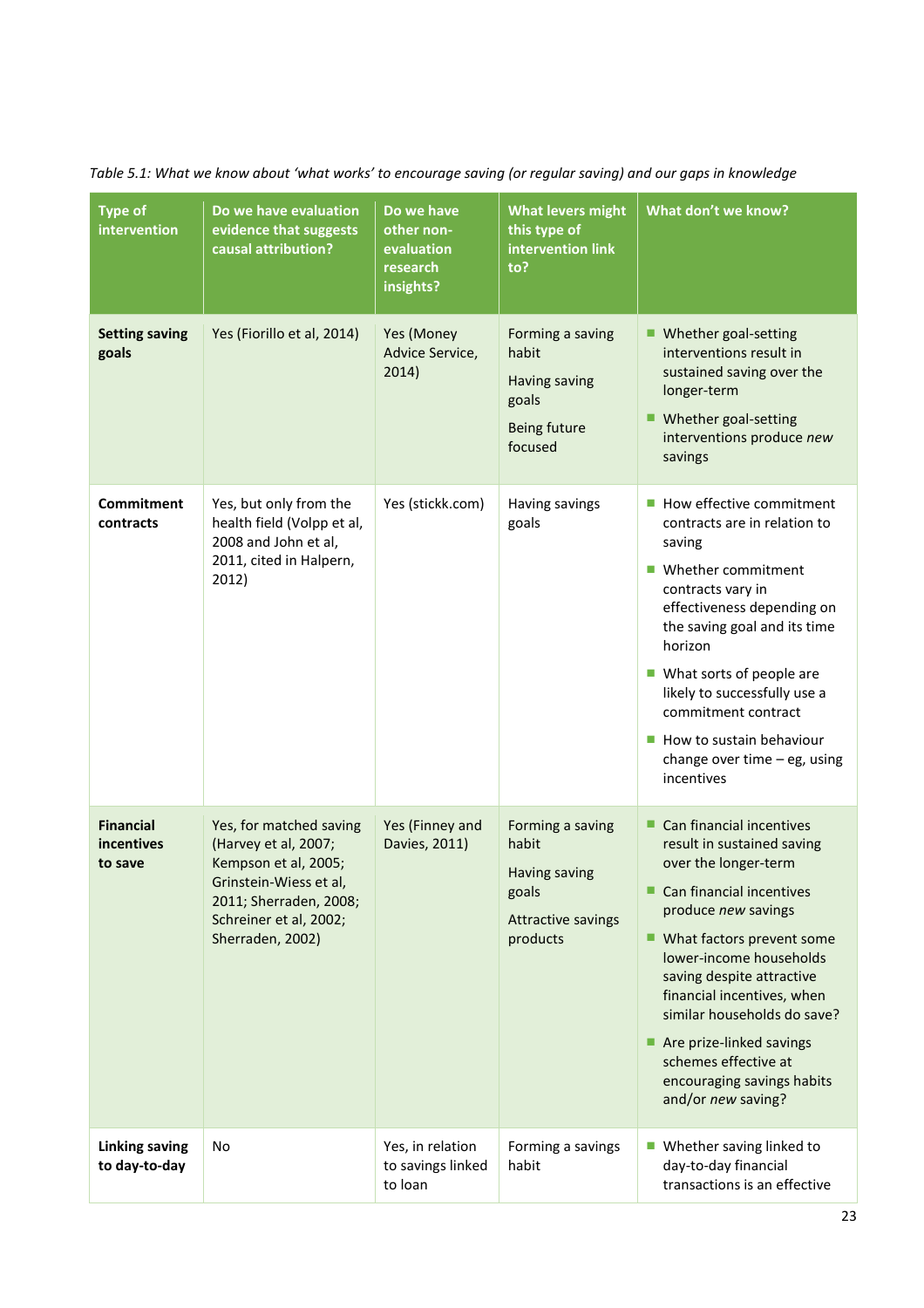*Table 5.1: What we know about 'what works' to encourage saving (or regular saving) and our gaps in knowledge*

| Type of intervention | Do we have evaluation evidence that suggests causal attribution? | Do we have other non-evaluation research insights? | What levers might this type of intervention link to? | What don't we know? |
|---|---|---|---|---|
| **Setting saving goals** | Yes (Fiorillo et al, 2014) | Yes (Money Advice Service, 2014) | Forming a saving habit<br><br>Having saving goals<br><br>Being future focused | ■ Whether goal-setting interventions result in sustained saving over the longer-term<br><br>■ Whether goal-setting interventions produce *new* savings |
| **Commitment contracts** | Yes, but only from the health field (Volpp et al, 2008 and John et al, 2011, cited in Halpern, 2012) | Yes (stickk.com) | Having savings goals | ■ How effective commitment contracts are in relation to saving<br><br>■ Whether commitment contracts vary in effectiveness depending on the saving goal and its time horizon<br><br>■ What sorts of people are likely to successfully use a commitment contract<br><br>■ How to sustain behaviour change over time – eg, using incentives |
| **Financial incentives to save** | Yes, for matched saving (Harvey et al, 2007; Kempson et al, 2005; Grinstein-Wiess et al, 2011; Sherraden, 2008; Schreiner et al, 2002; Sherraden, 2002) | Yes (Finney and Davies, 2011) | Forming a saving habit<br><br>Having saving goals<br><br>Attractive savings products | ■ Can financial incentives result in sustained saving over the longer-term<br><br>■ Can financial incentives produce *new* savings<br><br>■ What factors prevent some lower-income households saving despite attractive financial incentives, when similar households do save?<br><br>■ Are prize-linked savings schemes effective at encouraging savings habits and/or *new* saving? |
| **Linking saving to day-to-day** | No | Yes, in relation to savings linked to loan | Forming a savings habit | ■ Whether saving linked to day-to-day financial transactions is an effective |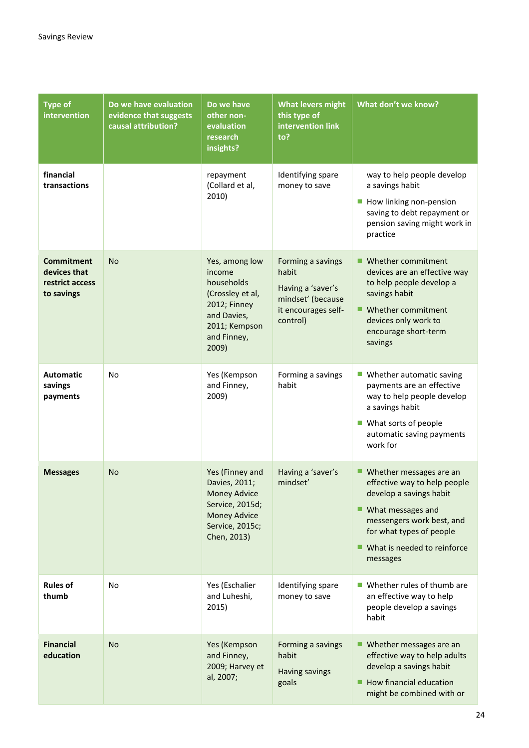| Type of intervention | Do we have evaluation evidence that suggests causal attribution? | Do we have other non-evaluation research insights? | What levers might this type of intervention link to? | What don't we know? |
|---|---|---|---|---|
| **financial transactions** | | repayment (Collard et al, 2010) | Identifying spare money to save | way to help people develop a savings habit<br>■ How linking non-pension saving to debt repayment or pension saving might work in practice |
| **Commitment devices that restrict access to savings** | No | Yes, among low income households (Crossley et al, 2012; Finney and Davies, 2011; Kempson and Finney, 2009) | Forming a savings habit<br>Having a 'saver's mindset' (because it encourages self-control) | ■ Whether commitment devices are an effective way to help people develop a savings habit<br>■ Whether commitment devices only work to encourage short-term savings |
| **Automatic savings payments** | No | Yes (Kempson and Finney, 2009) | Forming a savings habit | ■ Whether automatic saving payments are an effective way to help people develop a savings habit<br>■ What sorts of people automatic saving payments work for |
| **Messages** | No | Yes (Finney and Davies, 2011; Money Advice Service, 2015d; Money Advice Service, 2015c; Chen, 2013) | Having a 'saver's mindset' | ■ Whether messages are an effective way to help people develop a savings habit<br>■ What messages and messengers work best, and for what types of people<br>■ What is needed to reinforce messages |
| **Rules of thumb** | No | Yes (Eschalier and Luheshi, 2015) | Identifying spare money to save | ■ Whether rules of thumb are an effective way to help people develop a savings habit |
| **Financial education** | No | Yes (Kempson and Finney, 2009; Harvey et al, 2007; | Forming a savings habit<br>Having savings goals | ■ Whether messages are an effective way to help adults develop a savings habit<br>■ How financial education might be combined with or |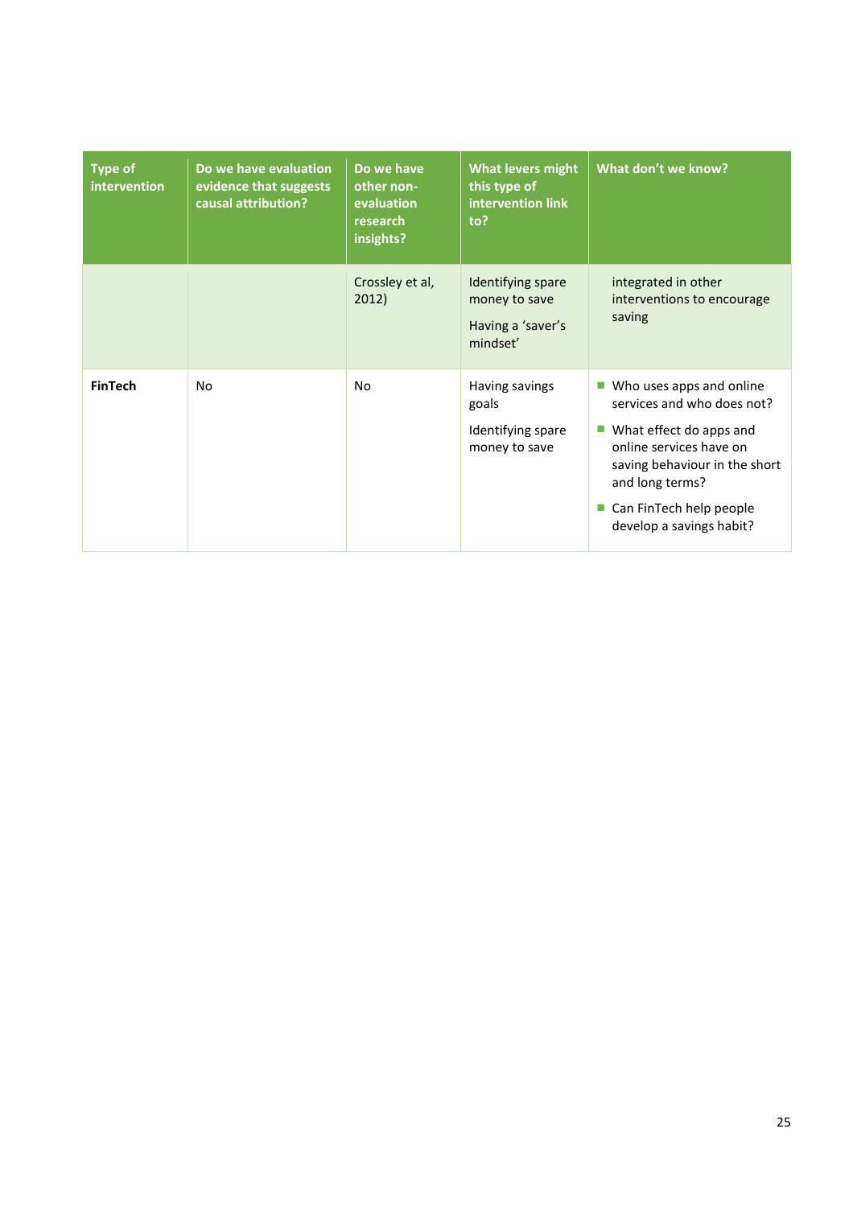| Type of intervention | Do we have evaluation evidence that suggests causal attribution? | Do we have other non-evaluation research insights? | What levers might this type of intervention link to? | What don't we know? |
|---|---|---|---|---|
| | | Crossley et al, 2012) | Identifying spare money to save<br><br>Having a 'saver's mindset' | integrated in other interventions to encourage saving |
| **FinTech** | No | No | Having savings goals<br><br>Identifying spare money to save | ■ Who uses apps and online services and who does not?<br>■ What effect do apps and online services have on saving behaviour in the short and long terms?<br>■ Can FinTech help people develop a savings habit? |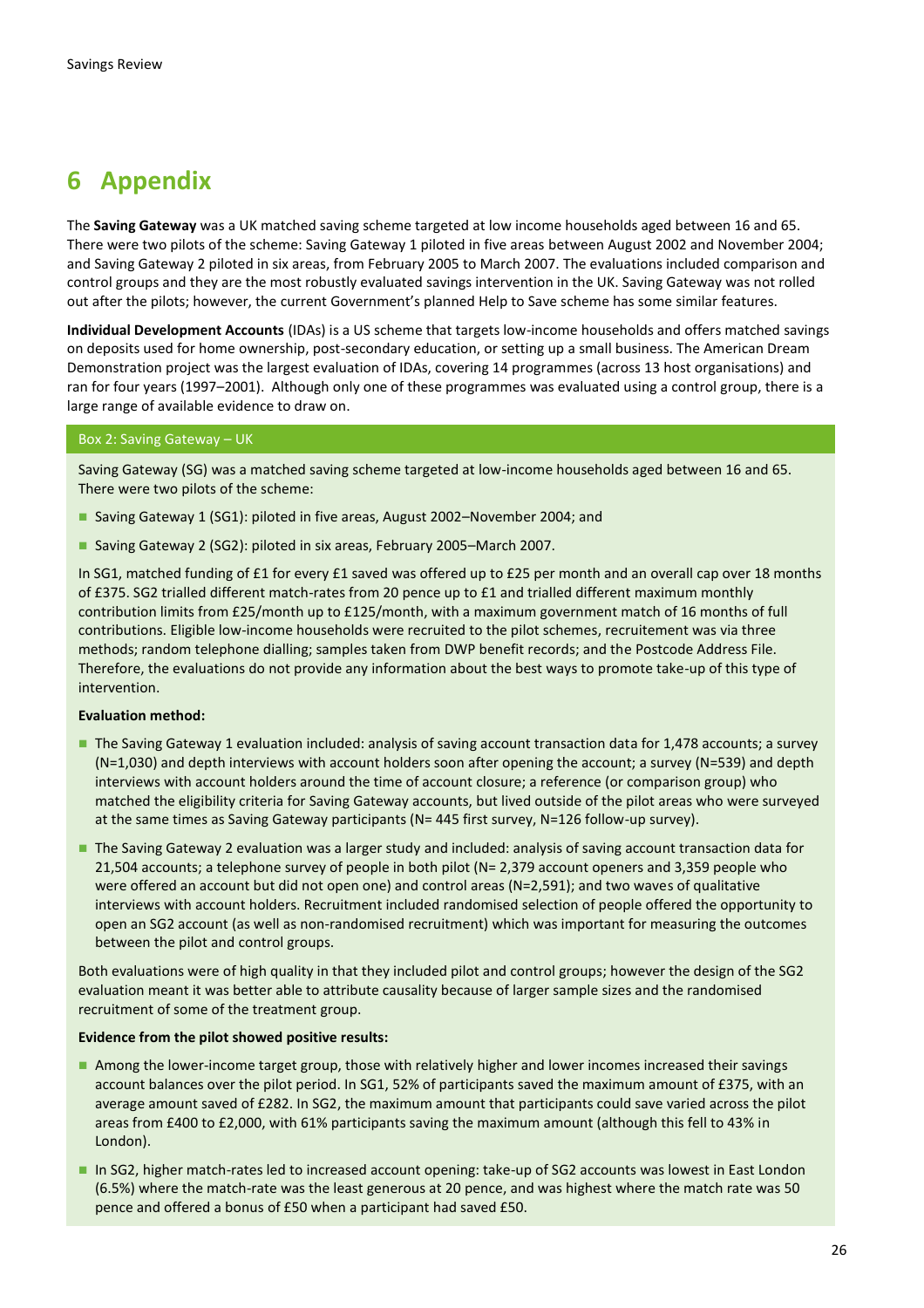# 6 Appendix

The **Saving Gateway** was a UK matched saving scheme targeted at low income households aged between 16 and 65. There were two pilots of the scheme: Saving Gateway 1 piloted in five areas between August 2002 and November 2004; and Saving Gateway 2 piloted in six areas, from February 2005 to March 2007. The evaluations included comparison and control groups and they are the most robustly evaluated savings intervention in the UK. Saving Gateway was not rolled out after the pilots; however, the current Government's planned Help to Save scheme has some similar features.

**Individual Development Accounts** (IDAs) is a US scheme that targets low-income households and offers matched savings on deposits used for home ownership, post-secondary education, or setting up a small business. The American Dream Demonstration project was the largest evaluation of IDAs, covering 14 programmes (across 13 host organisations) and ran for four years (1997–2001). Although only one of these programmes was evaluated using a control group, there is a large range of available evidence to draw on.

### Box 2: Saving Gateway – UK

Saving Gateway (SG) was a matched saving scheme targeted at low-income households aged between 16 and 65. There were two pilots of the scheme:

- Saving Gateway 1 (SG1): piloted in five areas, August 2002–November 2004; and
- Saving Gateway 2 (SG2): piloted in six areas, February 2005–March 2007.

In SG1, matched funding of £1 for every £1 saved was offered up to £25 per month and an overall cap over 18 months of £375. SG2 trialled different match-rates from 20 pence up to £1 and trialled different maximum monthly contribution limits from £25/month up to £125/month, with a maximum government match of 16 months of full contributions. Eligible low-income households were recruited to the pilot schemes, recruitement was via three methods; random telephone dialling; samples taken from DWP benefit records; and the Postcode Address File. Therefore, the evaluations do not provide any information about the best ways to promote take-up of this type of intervention.

**Evaluation method:**

- The Saving Gateway 1 evaluation included: analysis of saving account transaction data for 1,478 accounts; a survey (N=1,030) and depth interviews with account holders soon after opening the account; a survey (N=539) and depth interviews with account holders around the time of account closure; a reference (or comparison group) who matched the eligibility criteria for Saving Gateway accounts, but lived outside of the pilot areas who were surveyed at the same times as Saving Gateway participants (N= 445 first survey, N=126 follow-up survey).
- The Saving Gateway 2 evaluation was a larger study and included: analysis of saving account transaction data for 21,504 accounts; a telephone survey of people in both pilot (N= 2,379 account openers and 3,359 people who were offered an account but did not open one) and control areas (N=2,591); and two waves of qualitative interviews with account holders. Recruitment included randomised selection of people offered the opportunity to open an SG2 account (as well as non-randomised recruitment) which was important for measuring the outcomes between the pilot and control groups.

Both evaluations were of high quality in that they included pilot and control groups; however the design of the SG2 evaluation meant it was better able to attribute causality because of larger sample sizes and the randomised recruitment of some of the treatment group.

**Evidence from the pilot showed positive results:**

- Among the lower-income target group, those with relatively higher and lower incomes increased their savings account balances over the pilot period. In SG1, 52% of participants saved the maximum amount of £375, with an average amount saved of £282. In SG2, the maximum amount that participants could save varied across the pilot areas from £400 to £2,000, with 61% participants saving the maximum amount (although this fell to 43% in London).
- In SG2, higher match-rates led to increased account opening: take-up of SG2 accounts was lowest in East London (6.5%) where the match-rate was the least generous at 20 pence, and was highest where the match rate was 50 pence and offered a bonus of £50 when a participant had saved £50.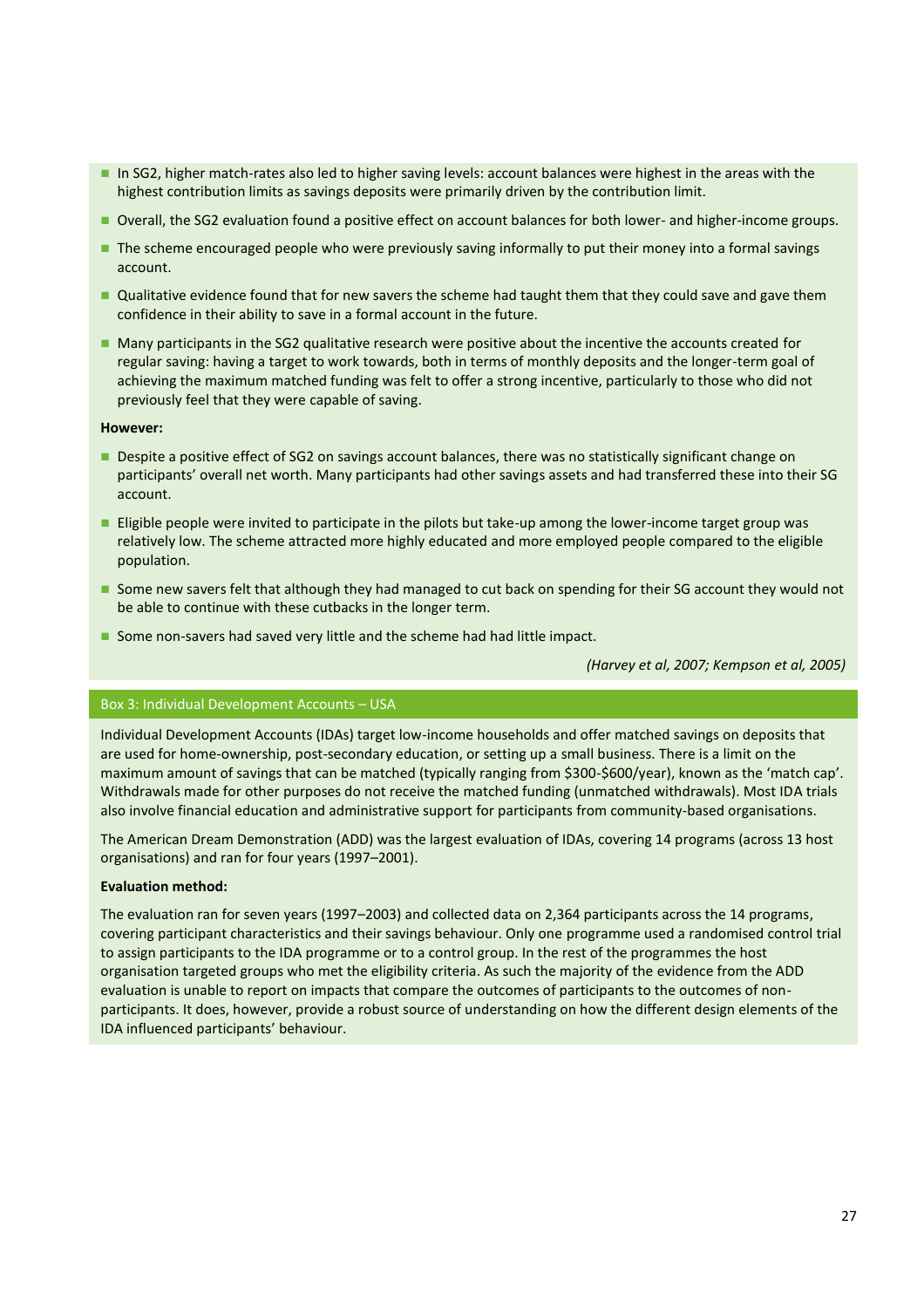- In SG2, higher match-rates also led to higher saving levels: account balances were highest in the areas with the highest contribution limits as savings deposits were primarily driven by the contribution limit.
- Overall, the SG2 evaluation found a positive effect on account balances for both lower- and higher-income groups.
- The scheme encouraged people who were previously saving informally to put their money into a formal savings account.
- Qualitative evidence found that for new savers the scheme had taught them that they could save and gave them confidence in their ability to save in a formal account in the future.
- Many participants in the SG2 qualitative research were positive about the incentive the accounts created for regular saving: having a target to work towards, both in terms of monthly deposits and the longer-term goal of achieving the maximum matched funding was felt to offer a strong incentive, particularly to those who did not previously feel that they were capable of saving.

**However:**

- Despite a positive effect of SG2 on savings account balances, there was no statistically significant change on participants' overall net worth. Many participants had other savings assets and had transferred these into their SG account.
- Eligible people were invited to participate in the pilots but take-up among the lower-income target group was relatively low. The scheme attracted more highly educated and more employed people compared to the eligible population.
- Some new savers felt that although they had managed to cut back on spending for their SG account they would not be able to continue with these cutbacks in the longer term.
- Some non-savers had saved very little and the scheme had had little impact.

*(Harvey et al, 2007; Kempson et al, 2005)*

### Box 3: Individual Development Accounts – USA

Individual Development Accounts (IDAs) target low-income households and offer matched savings on deposits that are used for home-ownership, post-secondary education, or setting up a small business. There is a limit on the maximum amount of savings that can be matched (typically ranging from $300-$600/year), known as the 'match cap'. Withdrawals made for other purposes do not receive the matched funding (unmatched withdrawals). Most IDA trials also involve financial education and administrative support for participants from community-based organisations.

The American Dream Demonstration (ADD) was the largest evaluation of IDAs, covering 14 programs (across 13 host organisations) and ran for four years (1997–2001).

**Evaluation method:**

The evaluation ran for seven years (1997–2003) and collected data on 2,364 participants across the 14 programs, covering participant characteristics and their savings behaviour. Only one programme used a randomised control trial to assign participants to the IDA programme or to a control group. In the rest of the programmes the host organisation targeted groups who met the eligibility criteria. As such the majority of the evidence from the ADD evaluation is unable to report on impacts that compare the outcomes of participants to the outcomes of non-participants. It does, however, provide a robust source of understanding on how the different design elements of the IDA influenced participants' behaviour.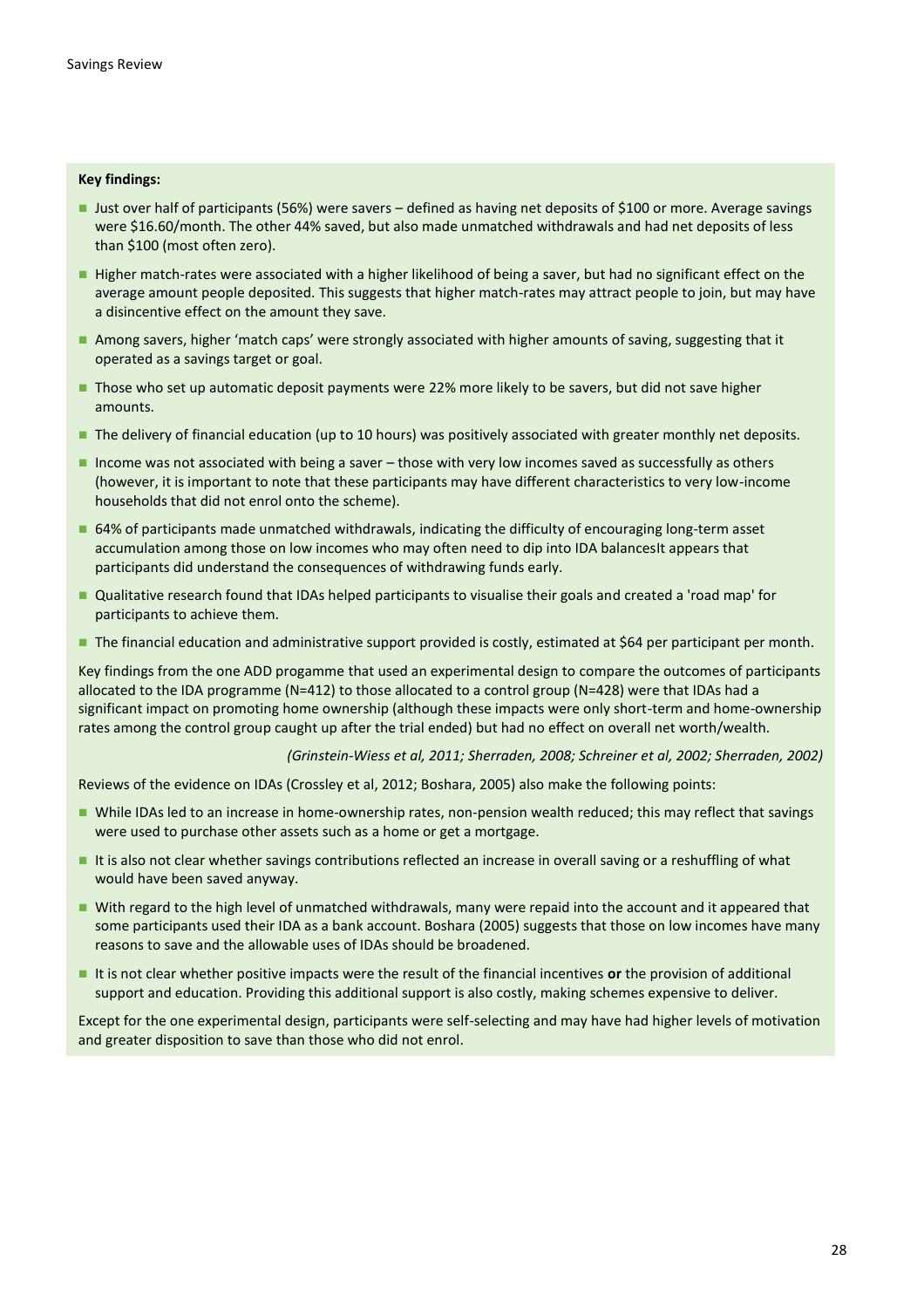**Key findings:**

- Just over half of participants (56%) were savers – defined as having net deposits of $100 or more. Average savings were $16.60/month. The other 44% saved, but also made unmatched withdrawals and had net deposits of less than $100 (most often zero).
- Higher match-rates were associated with a higher likelihood of being a saver, but had no significant effect on the average amount people deposited. This suggests that higher match-rates may attract people to join, but may have a disincentive effect on the amount they save.
- Among savers, higher 'match caps' were strongly associated with higher amounts of saving, suggesting that it operated as a savings target or goal.
- Those who set up automatic deposit payments were 22% more likely to be savers, but did not save higher amounts.
- The delivery of financial education (up to 10 hours) was positively associated with greater monthly net deposits.
- Income was not associated with being a saver – those with very low incomes saved as successfully as others (however, it is important to note that these participants may have different characteristics to very low-income households that did not enrol onto the scheme).
- 64% of participants made unmatched withdrawals, indicating the difficulty of encouraging long-term asset accumulation among those on low incomes who may often need to dip into IDA balancesIt appears that participants did understand the consequences of withdrawing funds early.
- Qualitative research found that IDAs helped participants to visualise their goals and created a 'road map' for participants to achieve them.
- The financial education and administrative support provided is costly, estimated at $64 per participant per month.

Key findings from the one ADD progamme that used an experimental design to compare the outcomes of participants allocated to the IDA programme (N=412) to those allocated to a control group (N=428) were that IDAs had a significant impact on promoting home ownership (although these impacts were only short-term and home-ownership rates among the control group caught up after the trial ended) but had no effect on overall net worth/wealth.

*(Grinstein-Wiess et al, 2011; Sherraden, 2008; Schreiner et al, 2002; Sherraden, 2002)*

Reviews of the evidence on IDAs (Crossley et al, 2012; Boshara, 2005) also make the following points:

- While IDAs led to an increase in home-ownership rates, non-pension wealth reduced; this may reflect that savings were used to purchase other assets such as a home or get a mortgage.
- It is also not clear whether savings contributions reflected an increase in overall saving or a reshuffling of what would have been saved anyway.
- With regard to the high level of unmatched withdrawals, many were repaid into the account and it appeared that some participants used their IDA as a bank account. Boshara (2005) suggests that those on low incomes have many reasons to save and the allowable uses of IDAs should be broadened.
- It is not clear whether positive impacts were the result of the financial incentives **or** the provision of additional support and education. Providing this additional support is also costly, making schemes expensive to deliver.

Except for the one experimental design, participants were self-selecting and may have had higher levels of motivation and greater disposition to save than those who did not enrol.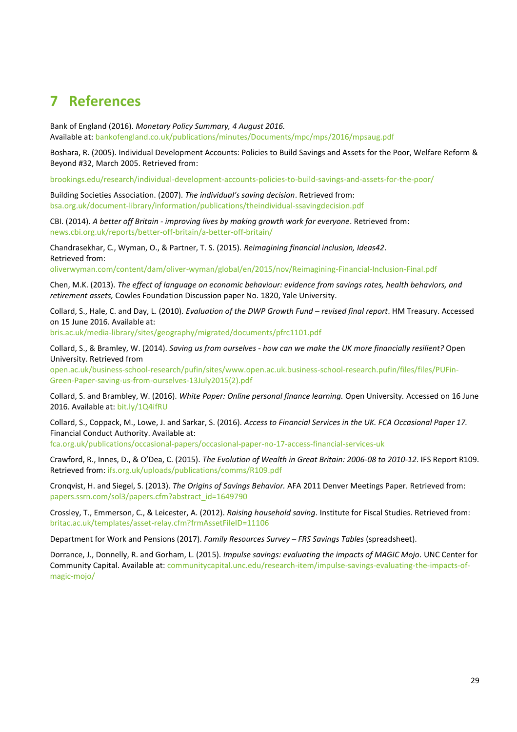# 7 References

Bank of England (2016). *Monetary Policy Summary, 4 August 2016.*
Available at: bankofengland.co.uk/publications/minutes/Documents/mpc/mps/2016/mpsaug.pdf

Boshara, R. (2005). Individual Development Accounts: Policies to Build Savings and Assets for the Poor, Welfare Reform & Beyond #32, March 2005. Retrieved from:

brookings.edu/research/individual-development-accounts-policies-to-build-savings-and-assets-for-the-poor/

Building Societies Association. (2007). *The individual's saving decision*. Retrieved from: bsa.org.uk/document-library/information/publications/theindividual-ssavingdecision.pdf

CBI. (2014). *A better off Britain - improving lives by making growth work for everyone*. Retrieved from: news.cbi.org.uk/reports/better-off-britain/a-better-off-britain/

Chandrasekhar, C., Wyman, O., & Partner, T. S. (2015). *Reimagining financial inclusion, Ideas42*. Retrieved from:
oliverwyman.com/content/dam/oliver-wyman/global/en/2015/nov/Reimagining-Financial-Inclusion-Final.pdf

Chen, M.K. (2013). *The effect of language on economic behaviour: evidence from savings rates, health behaviors, and retirement assets,* Cowles Foundation Discussion paper No. 1820, Yale University.

Collard, S., Hale, C. and Day, L. (2010). *Evaluation of the DWP Growth Fund – revised final report*. HM Treasury. Accessed on 15 June 2016. Available at:
bris.ac.uk/media-library/sites/geography/migrated/documents/pfrc1101.pdf

Collard, S., & Bramley, W. (2014). *Saving us from ourselves - how can we make the UK more financially resilient?* Open University. Retrieved from
open.ac.uk/business-school-research/pufin/sites/www.open.ac.uk.business-school-research.pufin/files/files/PUFin-Green-Paper-saving-us-from-ourselves-13July2015(2).pdf

Collard, S. and Brambley, W. (2016). *White Paper: Online personal finance learning.* Open University. Accessed on 16 June 2016. Available at: bit.ly/1Q4ifRU

Collard, S., Coppack, M., Lowe, J. and Sarkar, S. (2016). *Access to Financial Services in the UK. FCA Occasional Paper 17.* Financial Conduct Authority. Available at:
fca.org.uk/publications/occasional-papers/occasional-paper-no-17-access-financial-services-uk

Crawford, R., Innes, D., & O'Dea, C. (2015). *The Evolution of Wealth in Great Britain: 2006-08 to 2010-12*. IFS Report R109. Retrieved from: ifs.org.uk/uploads/publications/comms/R109.pdf

Cronqvist, H. and Siegel, S. (2013). *The Origins of Savings Behavior.* AFA 2011 Denver Meetings Paper. Retrieved from: papers.ssrn.com/sol3/papers.cfm?abstract_id=1649790

Crossley, T., Emmerson, C., & Leicester, A. (2012). *Raising household saving*. Institute for Fiscal Studies. Retrieved from: britac.ac.uk/templates/asset-relay.cfm?frmAssetFileID=11106

Department for Work and Pensions (2017). *Family Resources Survey – FRS Savings Tables* (spreadsheet).

Dorrance, J., Donnelly, R. and Gorham, L. (2015). *Impulse savings: evaluating the impacts of MAGIC Mojo*. UNC Center for Community Capital. Available at: communitycapital.unc.edu/research-item/impulse-savings-evaluating-the-impacts-of-magic-mojo/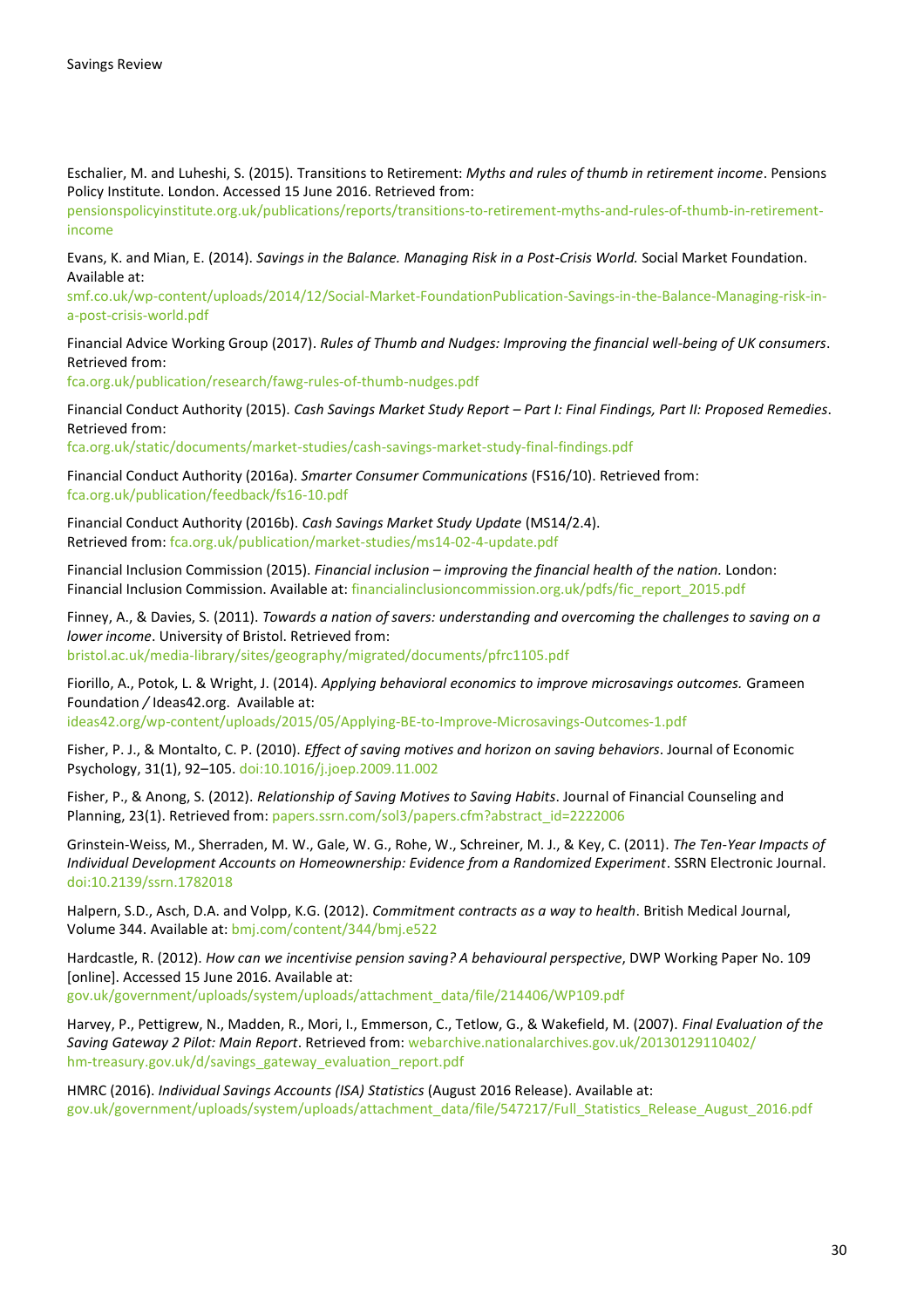Eschalier, M. and Luheshi, S. (2015). Transitions to Retirement: *Myths and rules of thumb in retirement income*. Pensions Policy Institute. London. Accessed 15 June 2016. Retrieved from: pensionspolicyinstitute.org.uk/publications/reports/transitions-to-retirement-myths-and-rules-of-thumb-in-retirement-income

Evans, K. and Mian, E. (2014). *Savings in the Balance. Managing Risk in a Post-Crisis World.* Social Market Foundation. Available at: smf.co.uk/wp-content/uploads/2014/12/Social-Market-FoundationPublication-Savings-in-the-Balance-Managing-risk-in-a-post-crisis-world.pdf

Financial Advice Working Group (2017). *Rules of Thumb and Nudges: Improving the financial well-being of UK consumers*. Retrieved from: fca.org.uk/publication/research/fawg-rules-of-thumb-nudges.pdf

Financial Conduct Authority (2015). *Cash Savings Market Study Report – Part I: Final Findings, Part II: Proposed Remedies*. Retrieved from: fca.org.uk/static/documents/market-studies/cash-savings-market-study-final-findings.pdf

Financial Conduct Authority (2016a). *Smarter Consumer Communications* (FS16/10). Retrieved from: fca.org.uk/publication/feedback/fs16-10.pdf

Financial Conduct Authority (2016b). *Cash Savings Market Study Update* (MS14/2.4). Retrieved from: fca.org.uk/publication/market-studies/ms14-02-4-update.pdf

Financial Inclusion Commission (2015). *Financial inclusion – improving the financial health of the nation.* London: Financial Inclusion Commission. Available at: financialinclusioncommission.org.uk/pdfs/fic_report_2015.pdf

Finney, A., & Davies, S. (2011). *Towards a nation of savers: understanding and overcoming the challenges to saving on a lower income*. University of Bristol. Retrieved from: bristol.ac.uk/media-library/sites/geography/migrated/documents/pfrc1105.pdf

Fiorillo, A., Potok, L. & Wright, J. (2014). *Applying behavioral economics to improve microsavings outcomes.* Grameen Foundation / Ideas42.org. Available at: ideas42.org/wp-content/uploads/2015/05/Applying-BE-to-Improve-Microsavings-Outcomes-1.pdf

Fisher, P. J., & Montalto, C. P. (2010). *Effect of saving motives and horizon on saving behaviors*. Journal of Economic Psychology, 31(1), 92–105. doi:10.1016/j.joep.2009.11.002

Fisher, P., & Anong, S. (2012). *Relationship of Saving Motives to Saving Habits*. Journal of Financial Counseling and Planning, 23(1). Retrieved from: papers.ssrn.com/sol3/papers.cfm?abstract_id=2222006

Grinstein-Weiss, M., Sherraden, M. W., Gale, W. G., Rohe, W., Schreiner, M. J., & Key, C. (2011). *The Ten-Year Impacts of Individual Development Accounts on Homeownership: Evidence from a Randomized Experiment*. SSRN Electronic Journal. doi:10.2139/ssrn.1782018

Halpern, S.D., Asch, D.A. and Volpp, K.G. (2012). *Commitment contracts as a way to health*. British Medical Journal, Volume 344. Available at: bmj.com/content/344/bmj.e522

Hardcastle, R. (2012). *How can we incentivise pension saving? A behavioural perspective*, DWP Working Paper No. 109 [online]. Accessed 15 June 2016. Available at: gov.uk/government/uploads/system/uploads/attachment_data/file/214406/WP109.pdf

Harvey, P., Pettigrew, N., Madden, R., Mori, I., Emmerson, C., Tetlow, G., & Wakefield, M. (2007). *Final Evaluation of the Saving Gateway 2 Pilot: Main Report*. Retrieved from: webarchive.nationalarchives.gov.uk/20130129110402/hm-treasury.gov.uk/d/savings_gateway_evaluation_report.pdf

HMRC (2016). *Individual Savings Accounts (ISA) Statistics* (August 2016 Release). Available at: gov.uk/government/uploads/system/uploads/attachment_data/file/547217/Full_Statistics_Release_August_2016.pdf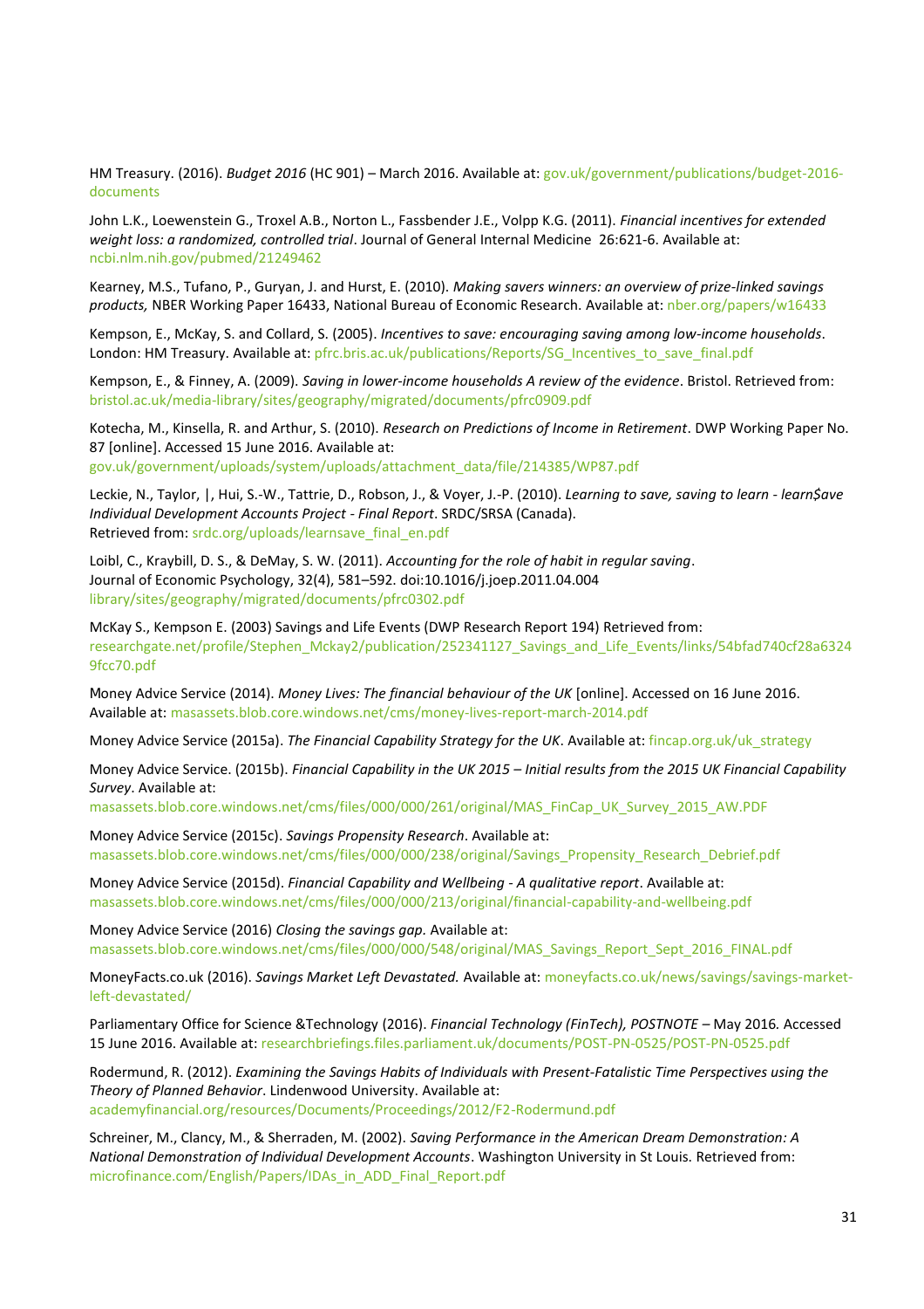HM Treasury. (2016). *Budget 2016* (HC 901) – March 2016. Available at: gov.uk/government/publications/budget-2016-documents

John L.K., Loewenstein G., Troxel A.B., Norton L., Fassbender J.E., Volpp K.G. (2011). *Financial incentives for extended weight loss: a randomized, controlled trial*. Journal of General Internal Medicine 26:621-6. Available at: ncbi.nlm.nih.gov/pubmed/21249462

Kearney, M.S., Tufano, P., Guryan, J. and Hurst, E. (2010). *Making savers winners: an overview of prize-linked savings products,* NBER Working Paper 16433, National Bureau of Economic Research. Available at: nber.org/papers/w16433

Kempson, E., McKay, S. and Collard, S. (2005). *Incentives to save: encouraging saving among low-income households*. London: HM Treasury. Available at: pfrc.bris.ac.uk/publications/Reports/SG_Incentives_to_save_final.pdf

Kempson, E., & Finney, A. (2009). *Saving in lower-income households A review of the evidence*. Bristol. Retrieved from: bristol.ac.uk/media-library/sites/geography/migrated/documents/pfrc0909.pdf

Kotecha, M., Kinsella, R. and Arthur, S. (2010). *Research on Predictions of Income in Retirement*. DWP Working Paper No. 87 [online]. Accessed 15 June 2016. Available at: gov.uk/government/uploads/system/uploads/attachment_data/file/214385/WP87.pdf

Leckie, N., Taylor, |, Hui, S.-W., Tattrie, D., Robson, J., & Voyer, J.-P. (2010). *Learning to save, saving to learn - learn$ave Individual Development Accounts Project - Final Report*. SRDC/SRSA (Canada). Retrieved from: srdc.org/uploads/learnsave_final_en.pdf

Loibl, C., Kraybill, D. S., & DeMay, S. W. (2011). *Accounting for the role of habit in regular saving*. Journal of Economic Psychology, 32(4), 581–592. doi:10.1016/j.joep.2011.04.004 library/sites/geography/migrated/documents/pfrc0302.pdf

McKay S., Kempson E. (2003) Savings and Life Events (DWP Research Report 194) Retrieved from: researchgate.net/profile/Stephen_Mckay2/publication/252341127_Savings_and_Life_Events/links/54bfad740cf28a63249fcc70.pdf

Money Advice Service (2014). *Money Lives: The financial behaviour of the UK* [online]. Accessed on 16 June 2016. Available at: masassets.blob.core.windows.net/cms/money-lives-report-march-2014.pdf

Money Advice Service (2015a). *The Financial Capability Strategy for the UK*. Available at: fincap.org.uk/uk_strategy

Money Advice Service. (2015b). *Financial Capability in the UK 2015 – Initial results from the 2015 UK Financial Capability Survey*. Available at: masassets.blob.core.windows.net/cms/files/000/000/261/original/MAS_FinCap_UK_Survey_2015_AW.PDF

Money Advice Service (2015c). *Savings Propensity Research*. Available at: masassets.blob.core.windows.net/cms/files/000/000/238/original/Savings_Propensity_Research_Debrief.pdf

Money Advice Service (2015d). *Financial Capability and Wellbeing - A qualitative report*. Available at: masassets.blob.core.windows.net/cms/files/000/000/213/original/financial-capability-and-wellbeing.pdf

Money Advice Service (2016) *Closing the savings gap*. Available at: masassets.blob.core.windows.net/cms/files/000/000/548/original/MAS_Savings_Report_Sept_2016_FINAL.pdf

MoneyFacts.co.uk (2016). *Savings Market Left Devastated.* Available at: moneyfacts.co.uk/news/savings/savings-market-left-devastated/

Parliamentary Office for Science &Technology (2016). *Financial Technology (FinTech), POSTNOTE* – May 2016*.* Accessed 15 June 2016. Available at: researchbriefings.files.parliament.uk/documents/POST-PN-0525/POST-PN-0525.pdf

Rodermund, R. (2012). *Examining the Savings Habits of Individuals with Present-Fatalistic Time Perspectives using the Theory of Planned Behavior*. Lindenwood University. Available at: academyfinancial.org/resources/Documents/Proceedings/2012/F2-Rodermund.pdf

Schreiner, M., Clancy, M., & Sherraden, M. (2002). *Saving Performance in the American Dream Demonstration: A National Demonstration of Individual Development Accounts*. Washington University in St Louis. Retrieved from: microfinance.com/English/Papers/IDAs_in_ADD_Final_Report.pdf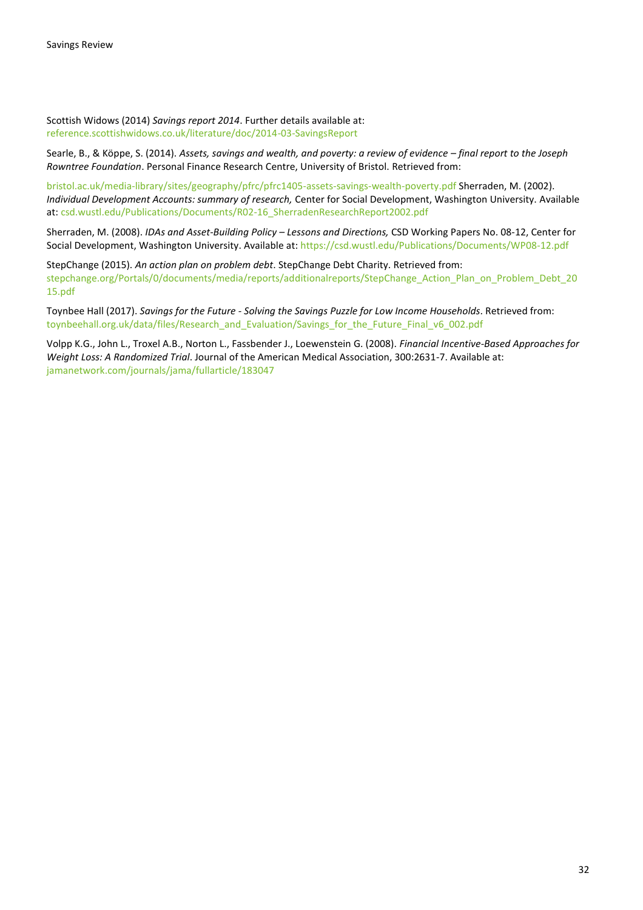Scottish Widows (2014) *Savings report 2014*. Further details available at: reference.scottishwidows.co.uk/literature/doc/2014-03-SavingsReport

Searle, B., & Köppe, S. (2014). *Assets, savings and wealth, and poverty: a review of evidence – final report to the Joseph Rowntree Foundation*. Personal Finance Research Centre, University of Bristol. Retrieved from:

bristol.ac.uk/media-library/sites/geography/pfrc/pfrc1405-assets-savings-wealth-poverty.pdf Sherraden, M. (2002). *Individual Development Accounts: summary of research,* Center for Social Development, Washington University. Available at: csd.wustl.edu/Publications/Documents/R02-16_SherradenResearchReport2002.pdf

Sherraden, M. (2008). *IDAs and Asset-Building Policy – Lessons and Directions,* CSD Working Papers No. 08-12, Center for Social Development, Washington University. Available at: https://csd.wustl.edu/Publications/Documents/WP08-12.pdf

StepChange (2015). *An action plan on problem debt*. StepChange Debt Charity. Retrieved from: stepchange.org/Portals/0/documents/media/reports/additionalreports/StepChange_Action_Plan_on_Problem_Debt_2015.pdf

Toynbee Hall (2017). *Savings for the Future - Solving the Savings Puzzle for Low Income Households*. Retrieved from: toynbeehall.org.uk/data/files/Research_and_Evaluation/Savings_for_the_Future_Final_v6_002.pdf

Volpp K.G., John L., Troxel A.B., Norton L., Fassbender J., Loewenstein G. (2008). *Financial Incentive-Based Approaches for Weight Loss: A Randomized Trial*. Journal of the American Medical Association, 300:2631-7. Available at: jamanetwork.com/journals/jama/fullarticle/183047